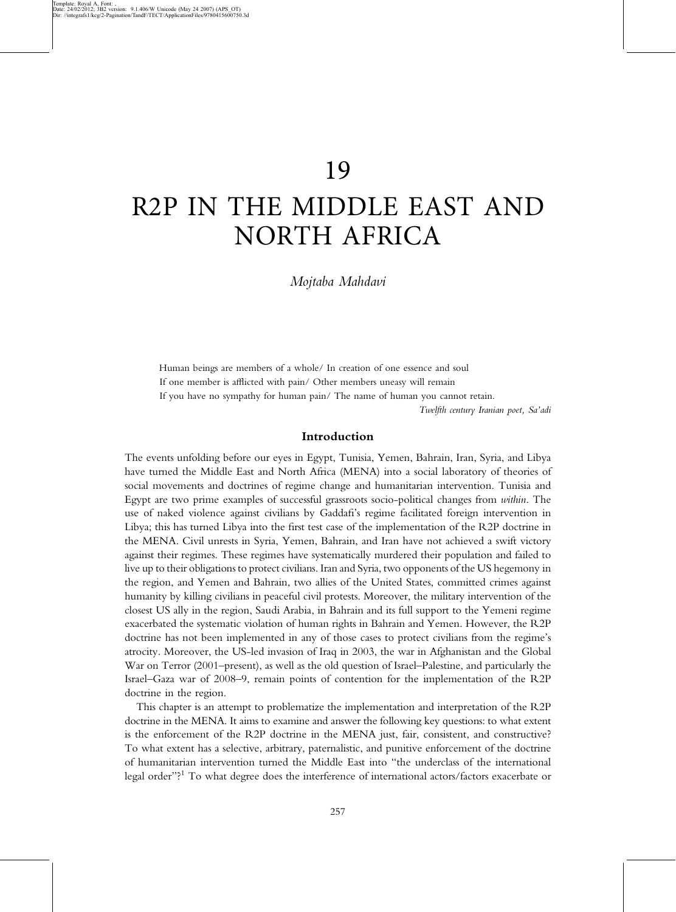# 19

# R2P IN THE MIDDLE EAST AND NORTH AFRICA

*Mojtaba Mahdavi*

> Human beings are members of a whole/ In creation of one essence and soul
> If one member is afflicted with pain/ Other members uneasy will remain
> If you have no sympathy for human pain/ The name of human you cannot retain.
>
> *Twelfth century Iranian poet, Sa'adi*

## Introduction

The events unfolding before our eyes in Egypt, Tunisia, Yemen, Bahrain, Iran, Syria, and Libya have turned the Middle East and North Africa (MENA) into a social laboratory of theories of social movements and doctrines of regime change and humanitarian intervention. Tunisia and Egypt are two prime examples of successful grassroots socio-political changes from *within*. The use of naked violence against civilians by Gaddafi's regime facilitated foreign intervention in Libya; this has turned Libya into the first test case of the implementation of the R2P doctrine in the MENA. Civil unrests in Syria, Yemen, Bahrain, and Iran have not achieved a swift victory against their regimes. These regimes have systematically murdered their population and failed to live up to their obligations to protect civilians. Iran and Syria, two opponents of the US hegemony in the region, and Yemen and Bahrain, two allies of the United States, committed crimes against humanity by killing civilians in peaceful civil protests. Moreover, the military intervention of the closest US ally in the region, Saudi Arabia, in Bahrain and its full support to the Yemeni regime exacerbated the systematic violation of human rights in Bahrain and Yemen. However, the R2P doctrine has not been implemented in any of those cases to protect civilians from the regime's atrocity. Moreover, the US-led invasion of Iraq in 2003, the war in Afghanistan and the Global War on Terror (2001–present), as well as the old question of Israel–Palestine, and particularly the Israel–Gaza war of 2008–9, remain points of contention for the implementation of the R2P doctrine in the region.

This chapter is an attempt to problematize the implementation and interpretation of the R2P doctrine in the MENA. It aims to examine and answer the following key questions: to what extent is the enforcement of the R2P doctrine in the MENA just, fair, consistent, and constructive? To what extent has a selective, arbitrary, paternalistic, and punitive enforcement of the doctrine of humanitarian intervention turned the Middle East into "the underclass of the international legal order"?[1] To what degree does the interference of international actors/factors exacerbate or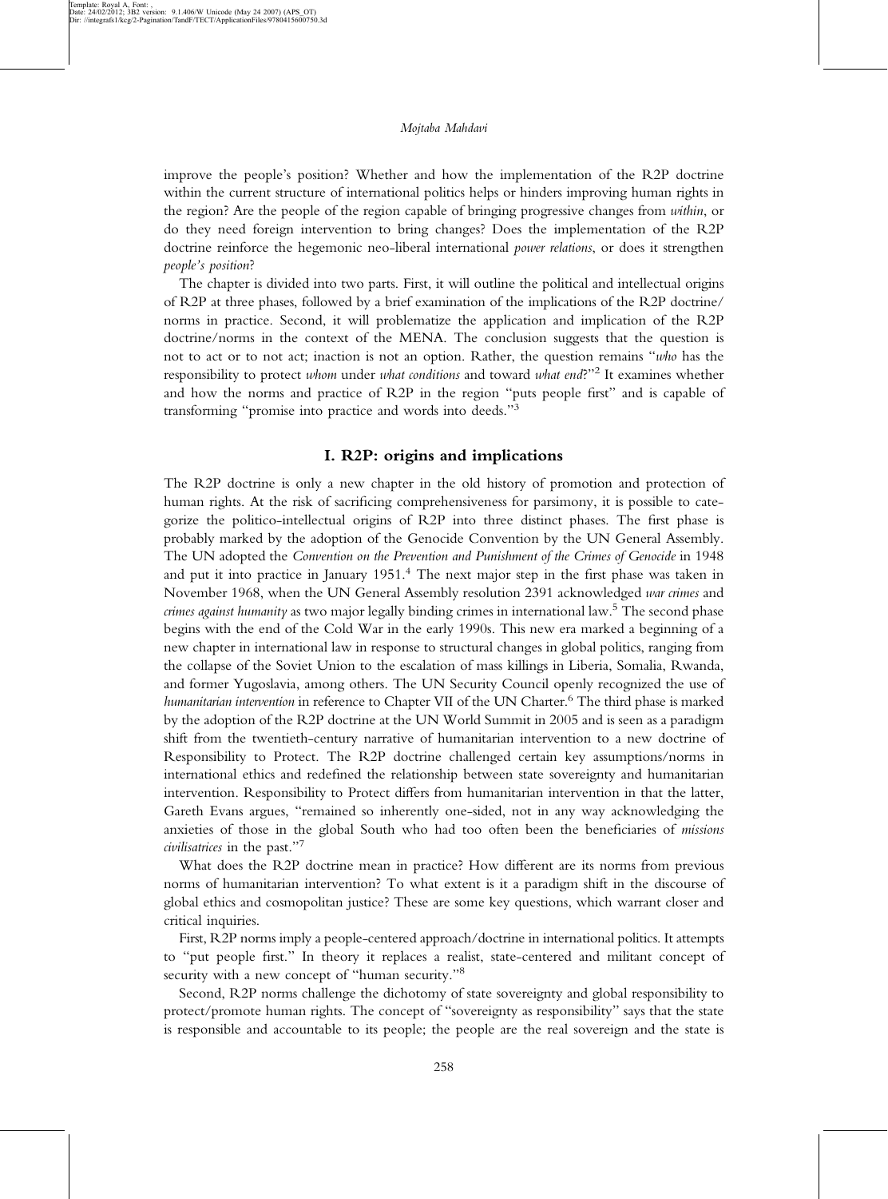improve the people's position? Whether and how the implementation of the R2P doctrine within the current structure of international politics helps or hinders improving human rights in the region? Are the people of the region capable of bringing progressive changes from *within*, or do they need foreign intervention to bring changes? Does the implementation of the R2P doctrine reinforce the hegemonic neo-liberal international *power relations*, or does it strengthen *people's position*?

The chapter is divided into two parts. First, it will outline the political and intellectual origins of R2P at three phases, followed by a brief examination of the implications of the R2P doctrine/norms in practice. Second, it will problematize the application and implication of the R2P doctrine/norms in the context of the MENA. The conclusion suggests that the question is not to act or to not act; inaction is not an option. Rather, the question remains "*who* has the responsibility to protect *whom* under *what conditions* and toward *what end*?"[2] It examines whether and how the norms and practice of R2P in the region "puts people first" and is capable of transforming "promise into practice and words into deeds."[3]

## I. R2P: origins and implications

The R2P doctrine is only a new chapter in the old history of promotion and protection of human rights. At the risk of sacrificing comprehensiveness for parsimony, it is possible to categorize the politico-intellectual origins of R2P into three distinct phases. The first phase is probably marked by the adoption of the Genocide Convention by the UN General Assembly. The UN adopted the *Convention on the Prevention and Punishment of the Crimes of Genocide* in 1948 and put it into practice in January 1951.[4] The next major step in the first phase was taken in November 1968, when the UN General Assembly resolution 2391 acknowledged *war crimes* and *crimes against humanity* as two major legally binding crimes in international law.[5] The second phase begins with the end of the Cold War in the early 1990s. This new era marked a beginning of a new chapter in international law in response to structural changes in global politics, ranging from the collapse of the Soviet Union to the escalation of mass killings in Liberia, Somalia, Rwanda, and former Yugoslavia, among others. The UN Security Council openly recognized the use of *humanitarian intervention* in reference to Chapter VII of the UN Charter.[6] The third phase is marked by the adoption of the R2P doctrine at the UN World Summit in 2005 and is seen as a paradigm shift from the twentieth-century narrative of humanitarian intervention to a new doctrine of Responsibility to Protect. The R2P doctrine challenged certain key assumptions/norms in international ethics and redefined the relationship between state sovereignty and humanitarian intervention. Responsibility to Protect differs from humanitarian intervention in that the latter, Gareth Evans argues, "remained so inherently one-sided, not in any way acknowledging the anxieties of those in the global South who had too often been the beneficiaries of *missions civilisatrices* in the past."[7]

What does the R2P doctrine mean in practice? How different are its norms from previous norms of humanitarian intervention? To what extent is it a paradigm shift in the discourse of global ethics and cosmopolitan justice? These are some key questions, which warrant closer and critical inquiries.

First, R2P norms imply a people-centered approach/doctrine in international politics. It attempts to "put people first." In theory it replaces a realist, state-centered and militant concept of security with a new concept of "human security."[8]

Second, R2P norms challenge the dichotomy of state sovereignty and global responsibility to protect/promote human rights. The concept of "sovereignty as responsibility" says that the state is responsible and accountable to its people; the people are the real sovereign and the state is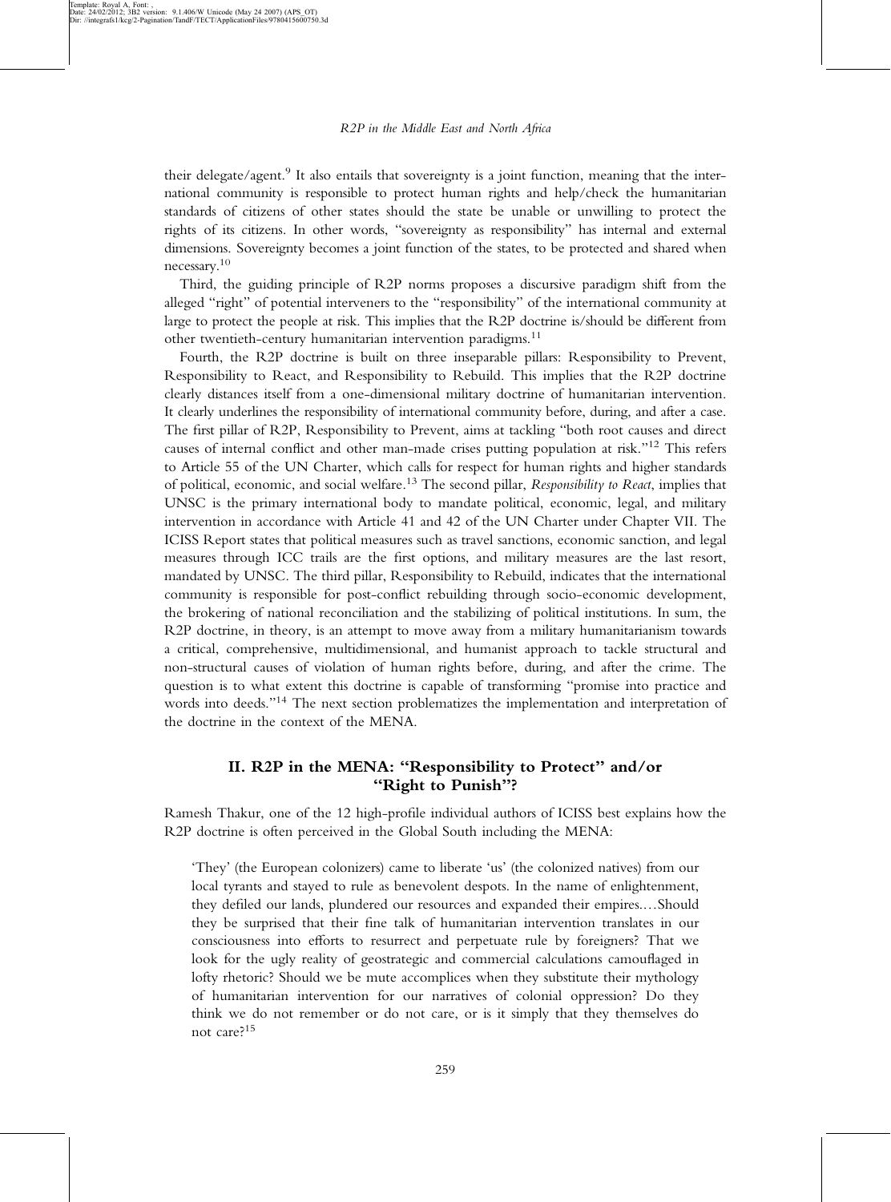their delegate/agent.[9] It also entails that sovereignty is a joint function, meaning that the international community is responsible to protect human rights and help/check the humanitarian standards of citizens of other states should the state be unable or unwilling to protect the rights of its citizens. In other words, "sovereignty as responsibility" has internal and external dimensions. Sovereignty becomes a joint function of the states, to be protected and shared when necessary.[10]

Third, the guiding principle of R2P norms proposes a discursive paradigm shift from the alleged "right" of potential interveners to the "responsibility" of the international community at large to protect the people at risk. This implies that the R2P doctrine is/should be different from other twentieth-century humanitarian intervention paradigms.[11]

Fourth, the R2P doctrine is built on three inseparable pillars: Responsibility to Prevent, Responsibility to React, and Responsibility to Rebuild. This implies that the R2P doctrine clearly distances itself from a one-dimensional military doctrine of humanitarian intervention. It clearly underlines the responsibility of international community before, during, and after a case. The first pillar of R2P, Responsibility to Prevent, aims at tackling "both root causes and direct causes of internal conflict and other man-made crises putting population at risk."[12] This refers to Article 55 of the UN Charter, which calls for respect for human rights and higher standards of political, economic, and social welfare.[13] The second pillar, *Responsibility to React*, implies that UNSC is the primary international body to mandate political, economic, legal, and military intervention in accordance with Article 41 and 42 of the UN Charter under Chapter VII. The ICISS Report states that political measures such as travel sanctions, economic sanction, and legal measures through ICC trails are the first options, and military measures are the last resort, mandated by UNSC. The third pillar, Responsibility to Rebuild, indicates that the international community is responsible for post-conflict rebuilding through socio-economic development, the brokering of national reconciliation and the stabilizing of political institutions. In sum, the R2P doctrine, in theory, is an attempt to move away from a military humanitarianism towards a critical, comprehensive, multidimensional, and humanist approach to tackle structural and non-structural causes of violation of human rights before, during, and after the crime. The question is to what extent this doctrine is capable of transforming "promise into practice and words into deeds."[14] The next section problematizes the implementation and interpretation of the doctrine in the context of the MENA.

## II. R2P in the MENA: "Responsibility to Protect" and/or "Right to Punish"?

Ramesh Thakur, one of the 12 high-profile individual authors of ICISS best explains how the R2P doctrine is often perceived in the Global South including the MENA:

> 'They' (the European colonizers) came to liberate 'us' (the colonized natives) from our local tyrants and stayed to rule as benevolent despots. In the name of enlightenment, they defiled our lands, plundered our resources and expanded their empires.…Should they be surprised that their fine talk of humanitarian intervention translates in our consciousness into efforts to resurrect and perpetuate rule by foreigners? That we look for the ugly reality of geostrategic and commercial calculations camouflaged in lofty rhetoric? Should we be mute accomplices when they substitute their mythology of humanitarian intervention for our narratives of colonial oppression? Do they think we do not remember or do not care, or is it simply that they themselves do not care?[15]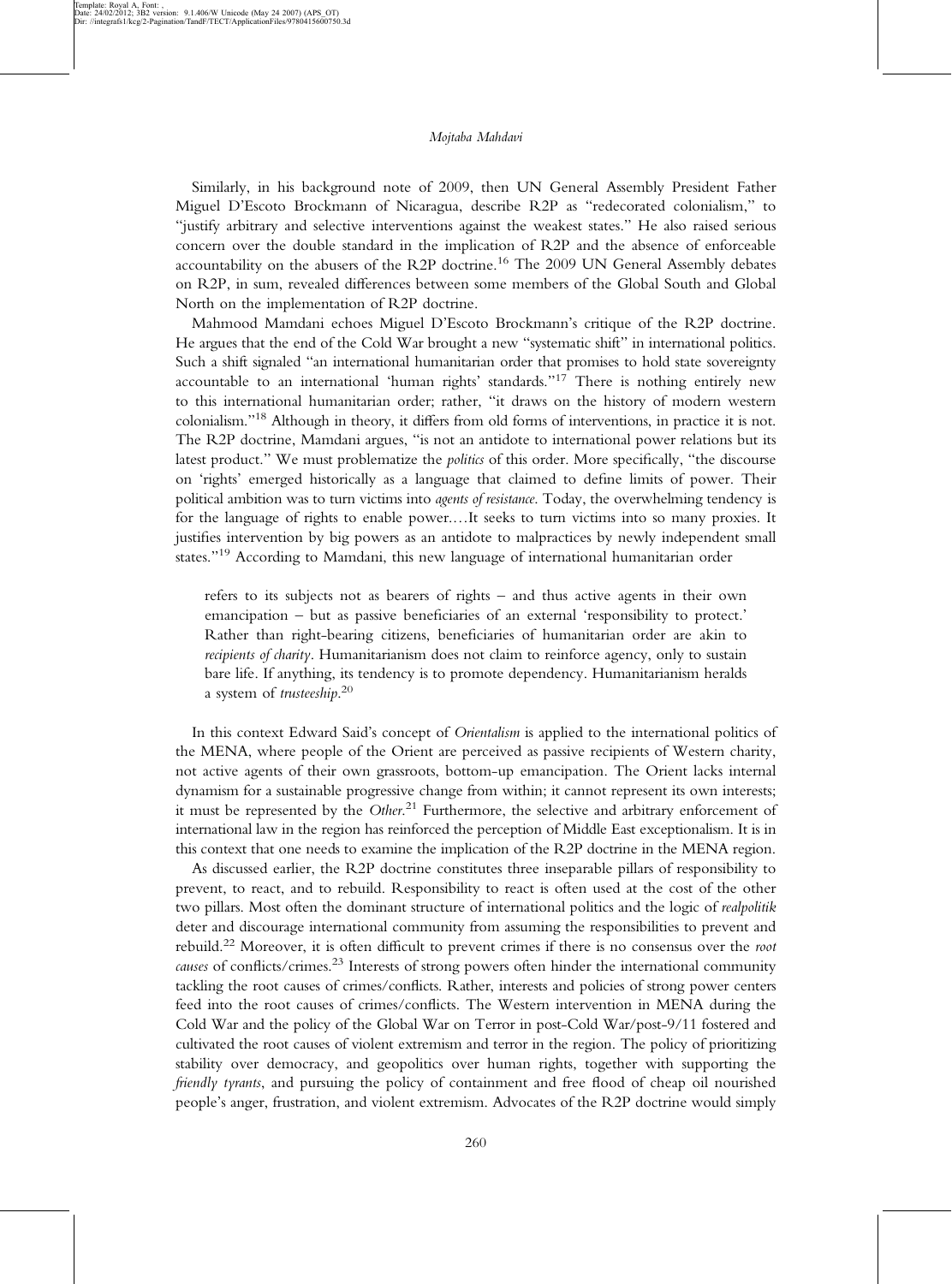Similarly, in his background note of 2009, then UN General Assembly President Father Miguel D'Escoto Brockmann of Nicaragua, describe R2P as "redecorated colonialism," to "justify arbitrary and selective interventions against the weakest states." He also raised serious concern over the double standard in the implication of R2P and the absence of enforceable accountability on the abusers of the R2P doctrine.[16] The 2009 UN General Assembly debates on R2P, in sum, revealed differences between some members of the Global South and Global North on the implementation of R2P doctrine.

Mahmood Mamdani echoes Miguel D'Escoto Brockmann's critique of the R2P doctrine. He argues that the end of the Cold War brought a new "systematic shift" in international politics. Such a shift signaled "an international humanitarian order that promises to hold state sovereignty accountable to an international 'human rights' standards."[17] There is nothing entirely new to this international humanitarian order; rather, "it draws on the history of modern western colonialism."[18] Although in theory, it differs from old forms of interventions, in practice it is not. The R2P doctrine, Mamdani argues, "is not an antidote to international power relations but its latest product." We must problematize the *politics* of this order. More specifically, "the discourse on 'rights' emerged historically as a language that claimed to define limits of power. Their political ambition was to turn victims into *agents of resistance*. Today, the overwhelming tendency is for the language of rights to enable power.…It seeks to turn victims into so many proxies. It justifies intervention by big powers as an antidote to malpractices by newly independent small states."[19] According to Mamdani, this new language of international humanitarian order

> refers to its subjects not as bearers of rights – and thus active agents in their own emancipation – but as passive beneficiaries of an external 'responsibility to protect.' Rather than right-bearing citizens, beneficiaries of humanitarian order are akin to *recipients of charity*. Humanitarianism does not claim to reinforce agency, only to sustain bare life. If anything, its tendency is to promote dependency. Humanitarianism heralds a system of *trusteeship*.[20]

In this context Edward Said's concept of *Orientalism* is applied to the international politics of the MENA, where people of the Orient are perceived as passive recipients of Western charity, not active agents of their own grassroots, bottom-up emancipation. The Orient lacks internal dynamism for a sustainable progressive change from within; it cannot represent its own interests; it must be represented by the *Other*.[21] Furthermore, the selective and arbitrary enforcement of international law in the region has reinforced the perception of Middle East exceptionalism. It is in this context that one needs to examine the implication of the R2P doctrine in the MENA region.

As discussed earlier, the R2P doctrine constitutes three inseparable pillars of responsibility to prevent, to react, and to rebuild. Responsibility to react is often used at the cost of the other two pillars. Most often the dominant structure of international politics and the logic of *realpolitik* deter and discourage international community from assuming the responsibilities to prevent and rebuild.[22] Moreover, it is often difficult to prevent crimes if there is no consensus over the *root causes* of conflicts/crimes.[23] Interests of strong powers often hinder the international community tackling the root causes of crimes/conflicts. Rather, interests and policies of strong power centers feed into the root causes of crimes/conflicts. The Western intervention in MENA during the Cold War and the policy of the Global War on Terror in post-Cold War/post-9/11 fostered and cultivated the root causes of violent extremism and terror in the region. The policy of prioritizing stability over democracy, and geopolitics over human rights, together with supporting the *friendly tyrants*, and pursuing the policy of containment and free flood of cheap oil nourished people's anger, frustration, and violent extremism. Advocates of the R2P doctrine would simply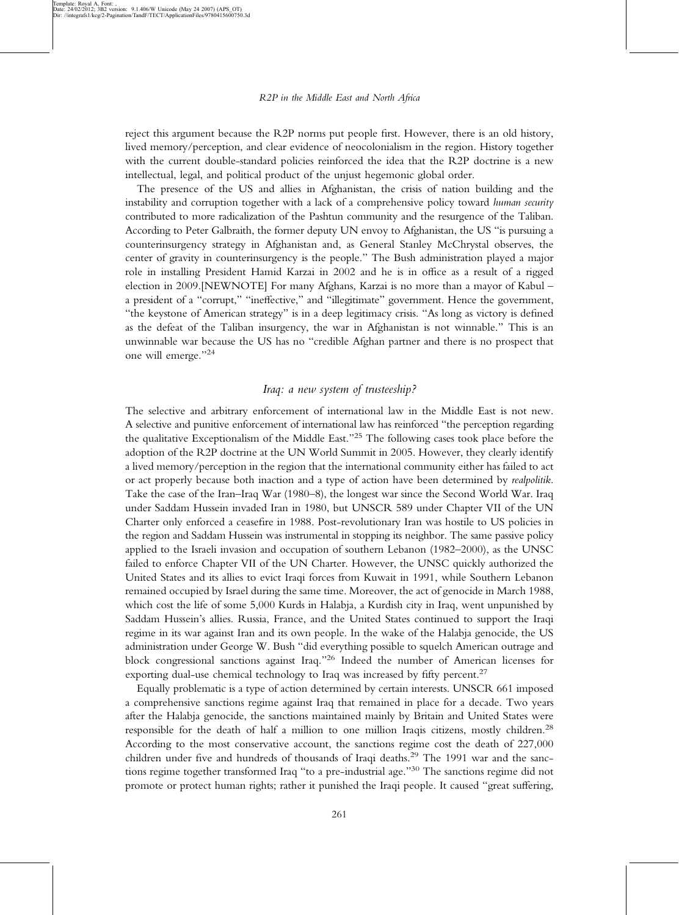reject this argument because the R2P norms put people first. However, there is an old history, lived memory/perception, and clear evidence of neocolonialism in the region. History together with the current double-standard policies reinforced the idea that the R2P doctrine is a new intellectual, legal, and political product of the unjust hegemonic global order.

The presence of the US and allies in Afghanistan, the crisis of nation building and the instability and corruption together with a lack of a comprehensive policy toward *human security* contributed to more radicalization of the Pashtun community and the resurgence of the Taliban. According to Peter Galbraith, the former deputy UN envoy to Afghanistan, the US "is pursuing a counterinsurgency strategy in Afghanistan and, as General Stanley McChrystal observes, the center of gravity in counterinsurgency is the people." The Bush administration played a major role in installing President Hamid Karzai in 2002 and he is in office as a result of a rigged election in 2009.[NEWNOTE] For many Afghans, Karzai is no more than a mayor of Kabul – a president of a "corrupt," "ineffective," and "illegitimate" government. Hence the government, "the keystone of American strategy" is in a deep legitimacy crisis. "As long as victory is defined as the defeat of the Taliban insurgency, the war in Afghanistan is not winnable." This is an unwinnable war because the US has no "credible Afghan partner and there is no prospect that one will emerge."[24]

### *Iraq: a new system of trusteeship?*

The selective and arbitrary enforcement of international law in the Middle East is not new. A selective and punitive enforcement of international law has reinforced "the perception regarding the qualitative Exceptionalism of the Middle East."[25] The following cases took place before the adoption of the R2P doctrine at the UN World Summit in 2005. However, they clearly identify a lived memory/perception in the region that the international community either has failed to act or act properly because both inaction and a type of action have been determined by *realpolitik*. Take the case of the Iran–Iraq War (1980–8), the longest war since the Second World War. Iraq under Saddam Hussein invaded Iran in 1980, but UNSCR 589 under Chapter VII of the UN Charter only enforced a ceasefire in 1988. Post-revolutionary Iran was hostile to US policies in the region and Saddam Hussein was instrumental in stopping its neighbor. The same passive policy applied to the Israeli invasion and occupation of southern Lebanon (1982–2000), as the UNSC failed to enforce Chapter VII of the UN Charter. However, the UNSC quickly authorized the United States and its allies to evict Iraqi forces from Kuwait in 1991, while Southern Lebanon remained occupied by Israel during the same time. Moreover, the act of genocide in March 1988, which cost the life of some 5,000 Kurds in Halabja, a Kurdish city in Iraq, went unpunished by Saddam Hussein's allies. Russia, France, and the United States continued to support the Iraqi regime in its war against Iran and its own people. In the wake of the Halabja genocide, the US administration under George W. Bush "did everything possible to squelch American outrage and block congressional sanctions against Iraq."[26] Indeed the number of American licenses for exporting dual-use chemical technology to Iraq was increased by fifty percent.[27]

Equally problematic is a type of action determined by certain interests. UNSCR 661 imposed a comprehensive sanctions regime against Iraq that remained in place for a decade. Two years after the Halabja genocide, the sanctions maintained mainly by Britain and United States were responsible for the death of half a million to one million Iraqis citizens, mostly children.[28] According to the most conservative account, the sanctions regime cost the death of 227,000 children under five and hundreds of thousands of Iraqi deaths.[29] The 1991 war and the sanctions regime together transformed Iraq "to a pre-industrial age."[30] The sanctions regime did not promote or protect human rights; rather it punished the Iraqi people. It caused "great suffering,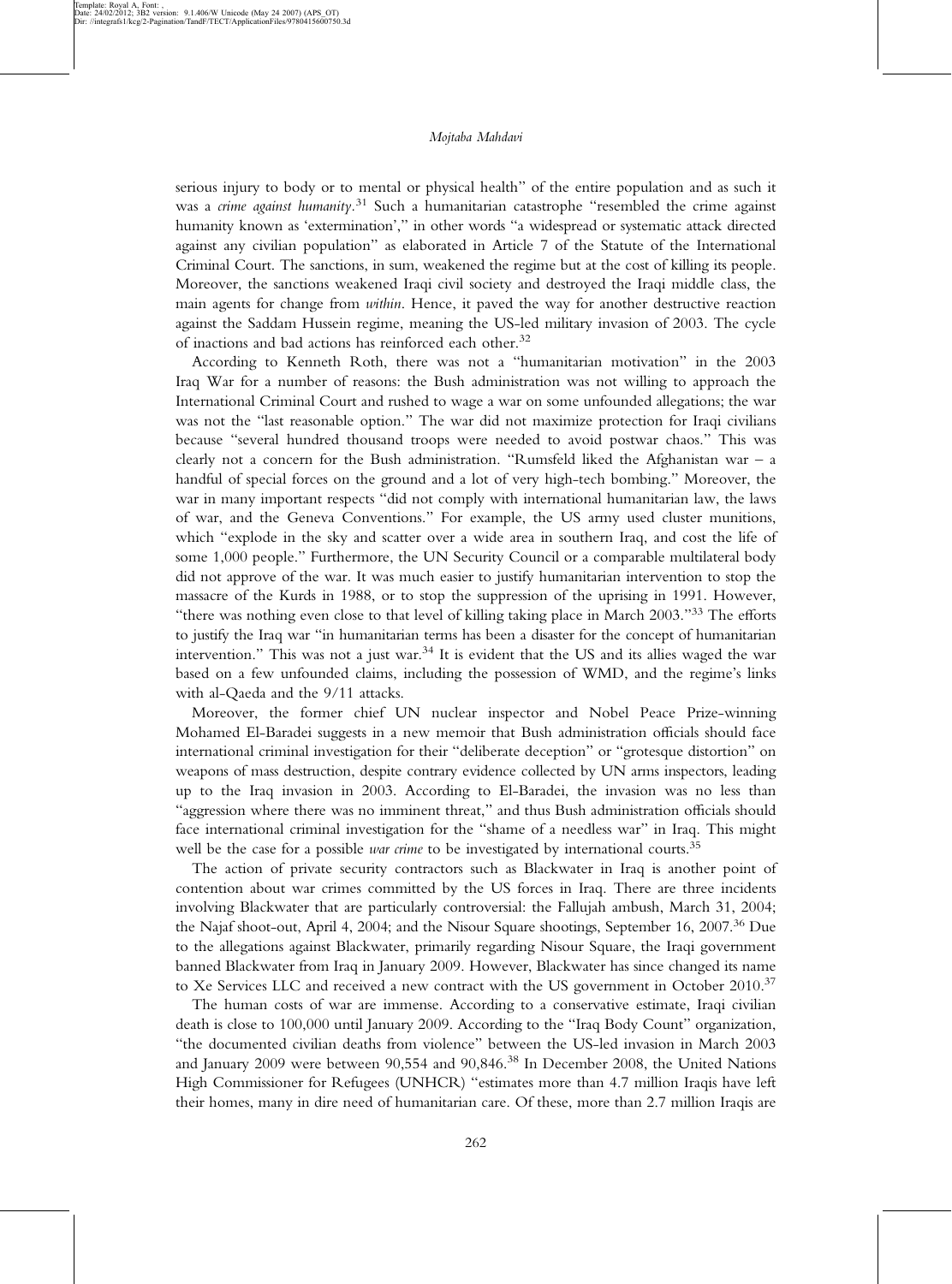serious injury to body or to mental or physical health" of the entire population and as such it was a *crime against humanity*.[31] Such a humanitarian catastrophe "resembled the crime against humanity known as 'extermination'," in other words "a widespread or systematic attack directed against any civilian population" as elaborated in Article 7 of the Statute of the International Criminal Court. The sanctions, in sum, weakened the regime but at the cost of killing its people. Moreover, the sanctions weakened Iraqi civil society and destroyed the Iraqi middle class, the main agents for change from *within*. Hence, it paved the way for another destructive reaction against the Saddam Hussein regime, meaning the US-led military invasion of 2003. The cycle of inactions and bad actions has reinforced each other.[32]

According to Kenneth Roth, there was not a "humanitarian motivation" in the 2003 Iraq War for a number of reasons: the Bush administration was not willing to approach the International Criminal Court and rushed to wage a war on some unfounded allegations; the war was not the "last reasonable option." The war did not maximize protection for Iraqi civilians because "several hundred thousand troops were needed to avoid postwar chaos." This was clearly not a concern for the Bush administration. "Rumsfeld liked the Afghanistan war – a handful of special forces on the ground and a lot of very high-tech bombing." Moreover, the war in many important respects "did not comply with international humanitarian law, the laws of war, and the Geneva Conventions." For example, the US army used cluster munitions, which "explode in the sky and scatter over a wide area in southern Iraq, and cost the life of some 1,000 people." Furthermore, the UN Security Council or a comparable multilateral body did not approve of the war. It was much easier to justify humanitarian intervention to stop the massacre of the Kurds in 1988, or to stop the suppression of the uprising in 1991. However, "there was nothing even close to that level of killing taking place in March 2003."[33] The efforts to justify the Iraq war "in humanitarian terms has been a disaster for the concept of humanitarian intervention." This was not a just war.[34] It is evident that the US and its allies waged the war based on a few unfounded claims, including the possession of WMD, and the regime's links with al-Qaeda and the 9/11 attacks.

Moreover, the former chief UN nuclear inspector and Nobel Peace Prize-winning Mohamed El-Baradei suggests in a new memoir that Bush administration officials should face international criminal investigation for their "deliberate deception" or "grotesque distortion" on weapons of mass destruction, despite contrary evidence collected by UN arms inspectors, leading up to the Iraq invasion in 2003. According to El-Baradei, the invasion was no less than "aggression where there was no imminent threat," and thus Bush administration officials should face international criminal investigation for the "shame of a needless war" in Iraq. This might well be the case for a possible *war crime* to be investigated by international courts.[35]

The action of private security contractors such as Blackwater in Iraq is another point of contention about war crimes committed by the US forces in Iraq. There are three incidents involving Blackwater that are particularly controversial: the Fallujah ambush, March 31, 2004; the Najaf shoot-out, April 4, 2004; and the Nisour Square shootings, September 16, 2007.[36] Due to the allegations against Blackwater, primarily regarding Nisour Square, the Iraqi government banned Blackwater from Iraq in January 2009. However, Blackwater has since changed its name to Xe Services LLC and received a new contract with the US government in October 2010.[37]

The human costs of war are immense. According to a conservative estimate, Iraqi civilian death is close to 100,000 until January 2009. According to the "Iraq Body Count" organization, "the documented civilian deaths from violence" between the US-led invasion in March 2003 and January 2009 were between 90,554 and 90,846.[38] In December 2008, the United Nations High Commissioner for Refugees (UNHCR) "estimates more than 4.7 million Iraqis have left their homes, many in dire need of humanitarian care. Of these, more than 2.7 million Iraqis are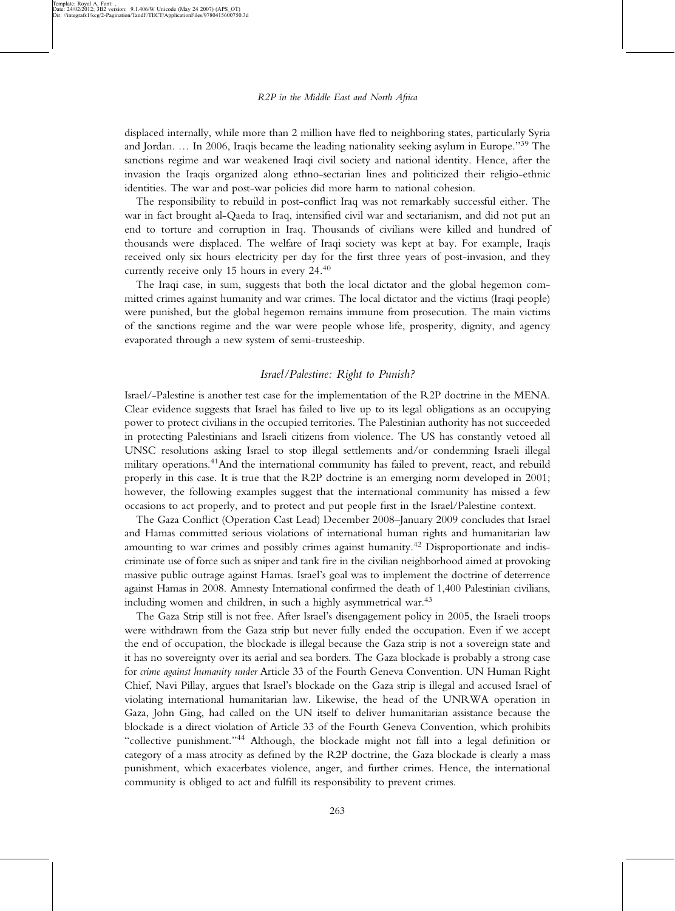displaced internally, while more than 2 million have fled to neighboring states, particularly Syria and Jordan. … In 2006, Iraqis became the leading nationality seeking asylum in Europe."[39] The sanctions regime and war weakened Iraqi civil society and national identity. Hence, after the invasion the Iraqis organized along ethno-sectarian lines and politicized their religio-ethnic identities. The war and post-war policies did more harm to national cohesion.

The responsibility to rebuild in post-conflict Iraq was not remarkably successful either. The war in fact brought al-Qaeda to Iraq, intensified civil war and sectarianism, and did not put an end to torture and corruption in Iraq. Thousands of civilians were killed and hundred of thousands were displaced. The welfare of Iraqi society was kept at bay. For example, Iraqis received only six hours electricity per day for the first three years of post-invasion, and they currently receive only 15 hours in every 24.[40]

The Iraqi case, in sum, suggests that both the local dictator and the global hegemon committed crimes against humanity and war crimes. The local dictator and the victims (Iraqi people) were punished, but the global hegemon remains immune from prosecution. The main victims of the sanctions regime and the war were people whose life, prosperity, dignity, and agency evaporated through a new system of semi-trusteeship.

### *Israel/Palestine: Right to Punish?*

Israel/-Palestine is another test case for the implementation of the R2P doctrine in the MENA. Clear evidence suggests that Israel has failed to live up to its legal obligations as an occupying power to protect civilians in the occupied territories. The Palestinian authority has not succeeded in protecting Palestinians and Israeli citizens from violence. The US has constantly vetoed all UNSC resolutions asking Israel to stop illegal settlements and/or condemning Israeli illegal military operations.[41]And the international community has failed to prevent, react, and rebuild properly in this case. It is true that the R2P doctrine is an emerging norm developed in 2001; however, the following examples suggest that the international community has missed a few occasions to act properly, and to protect and put people first in the Israel/Palestine context.

The Gaza Conflict (Operation Cast Lead) December 2008–January 2009 concludes that Israel and Hamas committed serious violations of international human rights and humanitarian law amounting to war crimes and possibly crimes against humanity.[42] Disproportionate and indiscriminate use of force such as sniper and tank fire in the civilian neighborhood aimed at provoking massive public outrage against Hamas. Israel's goal was to implement the doctrine of deterrence against Hamas in 2008. Amnesty International confirmed the death of 1,400 Palestinian civilians, including women and children, in such a highly asymmetrical war.[43]

The Gaza Strip still is not free. After Israel's disengagement policy in 2005, the Israeli troops were withdrawn from the Gaza strip but never fully ended the occupation. Even if we accept the end of occupation, the blockade is illegal because the Gaza strip is not a sovereign state and it has no sovereignty over its aerial and sea borders. The Gaza blockade is probably a strong case for *crime against humanity under* Article 33 of the Fourth Geneva Convention. UN Human Right Chief, Navi Pillay, argues that Israel's blockade on the Gaza strip is illegal and accused Israel of violating international humanitarian law. Likewise, the head of the UNRWA operation in Gaza, John Ging, had called on the UN itself to deliver humanitarian assistance because the blockade is a direct violation of Article 33 of the Fourth Geneva Convention, which prohibits "collective punishment."[44] Although, the blockade might not fall into a legal definition or category of a mass atrocity as defined by the R2P doctrine, the Gaza blockade is clearly a mass punishment, which exacerbates violence, anger, and further crimes. Hence, the international community is obliged to act and fulfill its responsibility to prevent crimes.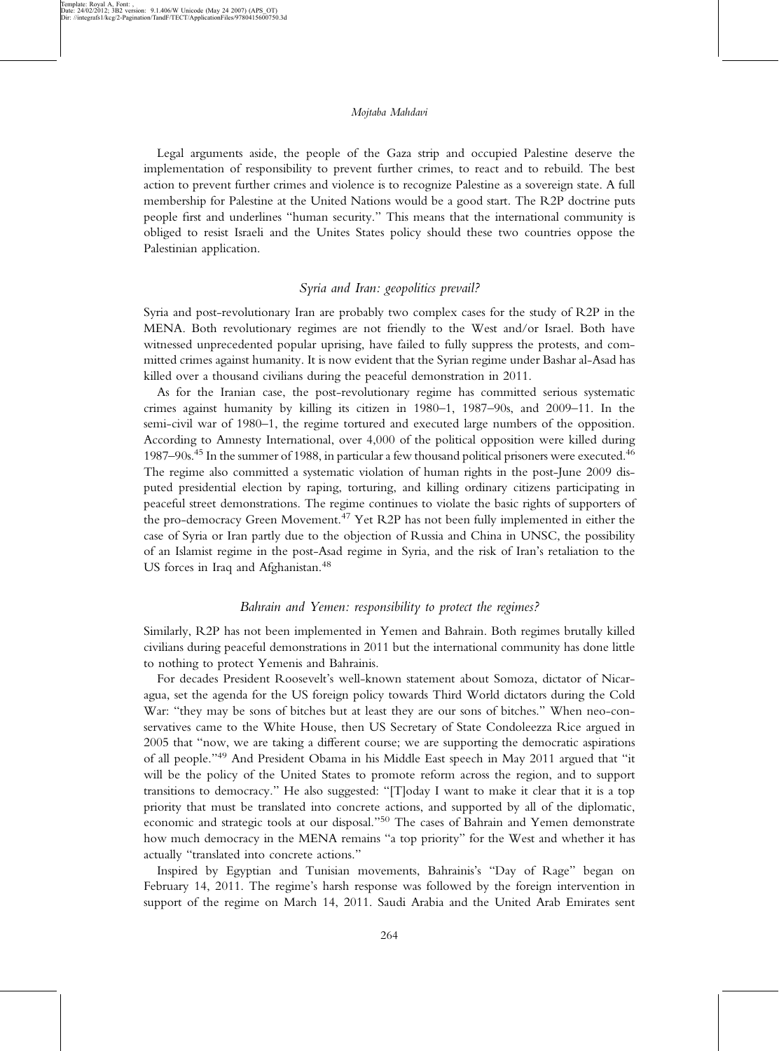Legal arguments aside, the people of the Gaza strip and occupied Palestine deserve the implementation of responsibility to prevent further crimes, to react and to rebuild. The best action to prevent further crimes and violence is to recognize Palestine as a sovereign state. A full membership for Palestine at the United Nations would be a good start. The R2P doctrine puts people first and underlines "human security." This means that the international community is obliged to resist Israeli and the Unites States policy should these two countries oppose the Palestinian application.

### *Syria and Iran: geopolitics prevail?*

Syria and post-revolutionary Iran are probably two complex cases for the study of R2P in the MENA. Both revolutionary regimes are not friendly to the West and/or Israel. Both have witnessed unprecedented popular uprising, have failed to fully suppress the protests, and committed crimes against humanity. It is now evident that the Syrian regime under Bashar al-Asad has killed over a thousand civilians during the peaceful demonstration in 2011.

As for the Iranian case, the post-revolutionary regime has committed serious systematic crimes against humanity by killing its citizen in 1980–1, 1987–90s, and 2009–11. In the semi-civil war of 1980–1, the regime tortured and executed large numbers of the opposition. According to Amnesty International, over 4,000 of the political opposition were killed during 1987–90s.[45] In the summer of 1988, in particular a few thousand political prisoners were executed.[46] The regime also committed a systematic violation of human rights in the post-June 2009 disputed presidential election by raping, torturing, and killing ordinary citizens participating in peaceful street demonstrations. The regime continues to violate the basic rights of supporters of the pro-democracy Green Movement.[47] Yet R2P has not been fully implemented in either the case of Syria or Iran partly due to the objection of Russia and China in UNSC, the possibility of an Islamist regime in the post-Asad regime in Syria, and the risk of Iran's retaliation to the US forces in Iraq and Afghanistan.[48]

### *Bahrain and Yemen: responsibility to protect the regimes?*

Similarly, R2P has not been implemented in Yemen and Bahrain. Both regimes brutally killed civilians during peaceful demonstrations in 2011 but the international community has done little to nothing to protect Yemenis and Bahrainis.

For decades President Roosevelt's well-known statement about Somoza, dictator of Nicaragua, set the agenda for the US foreign policy towards Third World dictators during the Cold War: "they may be sons of bitches but at least they are our sons of bitches." When neo-conservatives came to the White House, then US Secretary of State Condoleezza Rice argued in 2005 that "now, we are taking a different course; we are supporting the democratic aspirations of all people."[49] And President Obama in his Middle East speech in May 2011 argued that "it will be the policy of the United States to promote reform across the region, and to support transitions to democracy." He also suggested: "[T]oday I want to make it clear that it is a top priority that must be translated into concrete actions, and supported by all of the diplomatic, economic and strategic tools at our disposal."[50] The cases of Bahrain and Yemen demonstrate how much democracy in the MENA remains "a top priority" for the West and whether it has actually "translated into concrete actions."

Inspired by Egyptian and Tunisian movements, Bahrainis's "Day of Rage" began on February 14, 2011. The regime's harsh response was followed by the foreign intervention in support of the regime on March 14, 2011. Saudi Arabia and the United Arab Emirates sent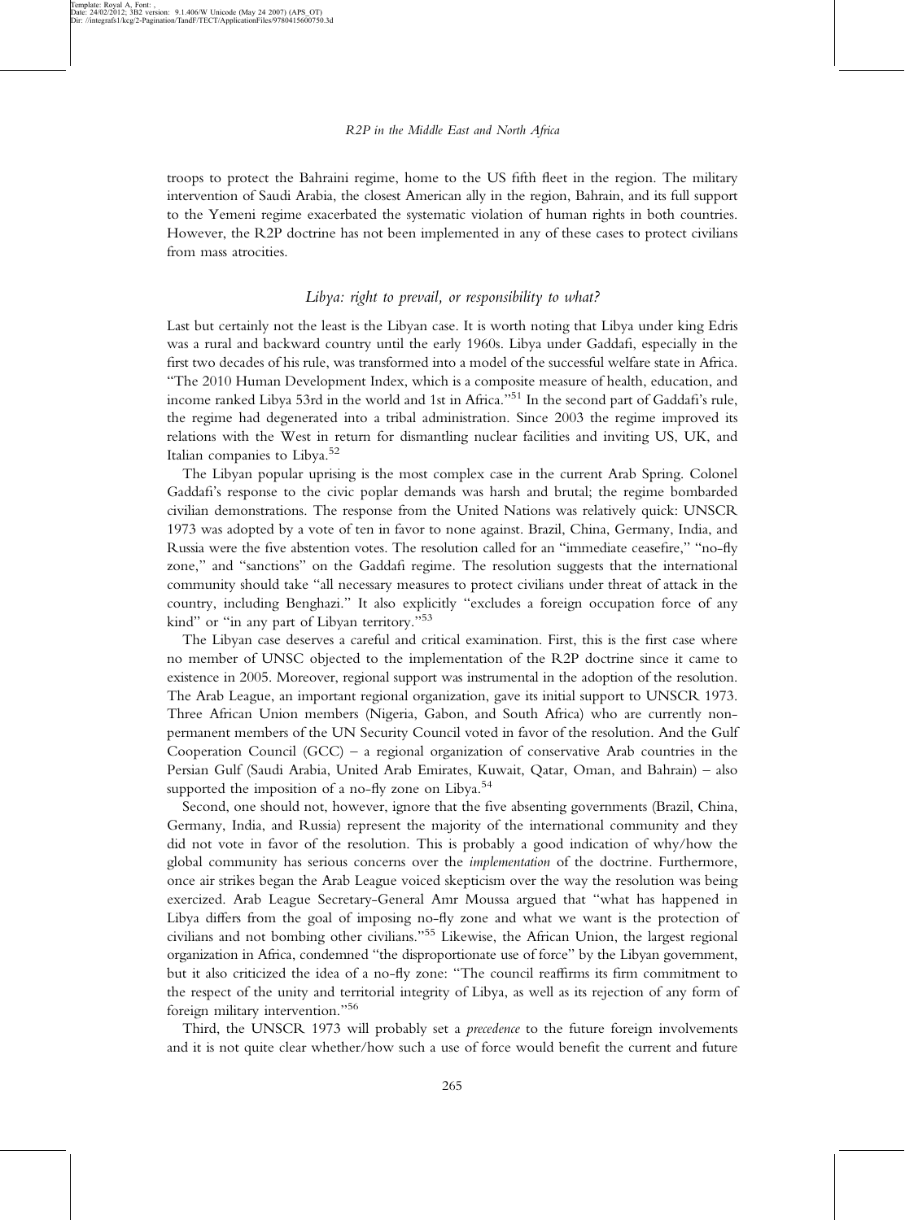troops to protect the Bahraini regime, home to the US fifth fleet in the region. The military intervention of Saudi Arabia, the closest American ally in the region, Bahrain, and its full support to the Yemeni regime exacerbated the systematic violation of human rights in both countries. However, the R2P doctrine has not been implemented in any of these cases to protect civilians from mass atrocities.

### *Libya: right to prevail, or responsibility to what?*

Last but certainly not the least is the Libyan case. It is worth noting that Libya under king Edris was a rural and backward country until the early 1960s. Libya under Gaddafi, especially in the first two decades of his rule, was transformed into a model of the successful welfare state in Africa. "The 2010 Human Development Index, which is a composite measure of health, education, and income ranked Libya 53rd in the world and 1st in Africa."[51] In the second part of Gaddafi's rule, the regime had degenerated into a tribal administration. Since 2003 the regime improved its relations with the West in return for dismantling nuclear facilities and inviting US, UK, and Italian companies to Libya.[52]

The Libyan popular uprising is the most complex case in the current Arab Spring. Colonel Gaddafi's response to the civic poplar demands was harsh and brutal; the regime bombarded civilian demonstrations. The response from the United Nations was relatively quick: UNSCR 1973 was adopted by a vote of ten in favor to none against. Brazil, China, Germany, India, and Russia were the five abstention votes. The resolution called for an "immediate ceasefire," "no-fly zone," and "sanctions" on the Gaddafi regime. The resolution suggests that the international community should take "all necessary measures to protect civilians under threat of attack in the country, including Benghazi." It also explicitly "excludes a foreign occupation force of any kind" or "in any part of Libyan territory."[53]

The Libyan case deserves a careful and critical examination. First, this is the first case where no member of UNSC objected to the implementation of the R2P doctrine since it came to existence in 2005. Moreover, regional support was instrumental in the adoption of the resolution. The Arab League, an important regional organization, gave its initial support to UNSCR 1973. Three African Union members (Nigeria, Gabon, and South Africa) who are currently non-permanent members of the UN Security Council voted in favor of the resolution. And the Gulf Cooperation Council (GCC) – a regional organization of conservative Arab countries in the Persian Gulf (Saudi Arabia, United Arab Emirates, Kuwait, Qatar, Oman, and Bahrain) – also supported the imposition of a no-fly zone on Libya.[54]

Second, one should not, however, ignore that the five absenting governments (Brazil, China, Germany, India, and Russia) represent the majority of the international community and they did not vote in favor of the resolution. This is probably a good indication of why/how the global community has serious concerns over the *implementation* of the doctrine. Furthermore, once air strikes began the Arab League voiced skepticism over the way the resolution was being exercized. Arab League Secretary-General Amr Moussa argued that "what has happened in Libya differs from the goal of imposing no-fly zone and what we want is the protection of civilians and not bombing other civilians."[55] Likewise, the African Union, the largest regional organization in Africa, condemned "the disproportionate use of force" by the Libyan government, but it also criticized the idea of a no-fly zone: "The council reaffirms its firm commitment to the respect of the unity and territorial integrity of Libya, as well as its rejection of any form of foreign military intervention."[56]

Third, the UNSCR 1973 will probably set a *precedence* to the future foreign involvements and it is not quite clear whether/how such a use of force would benefit the current and future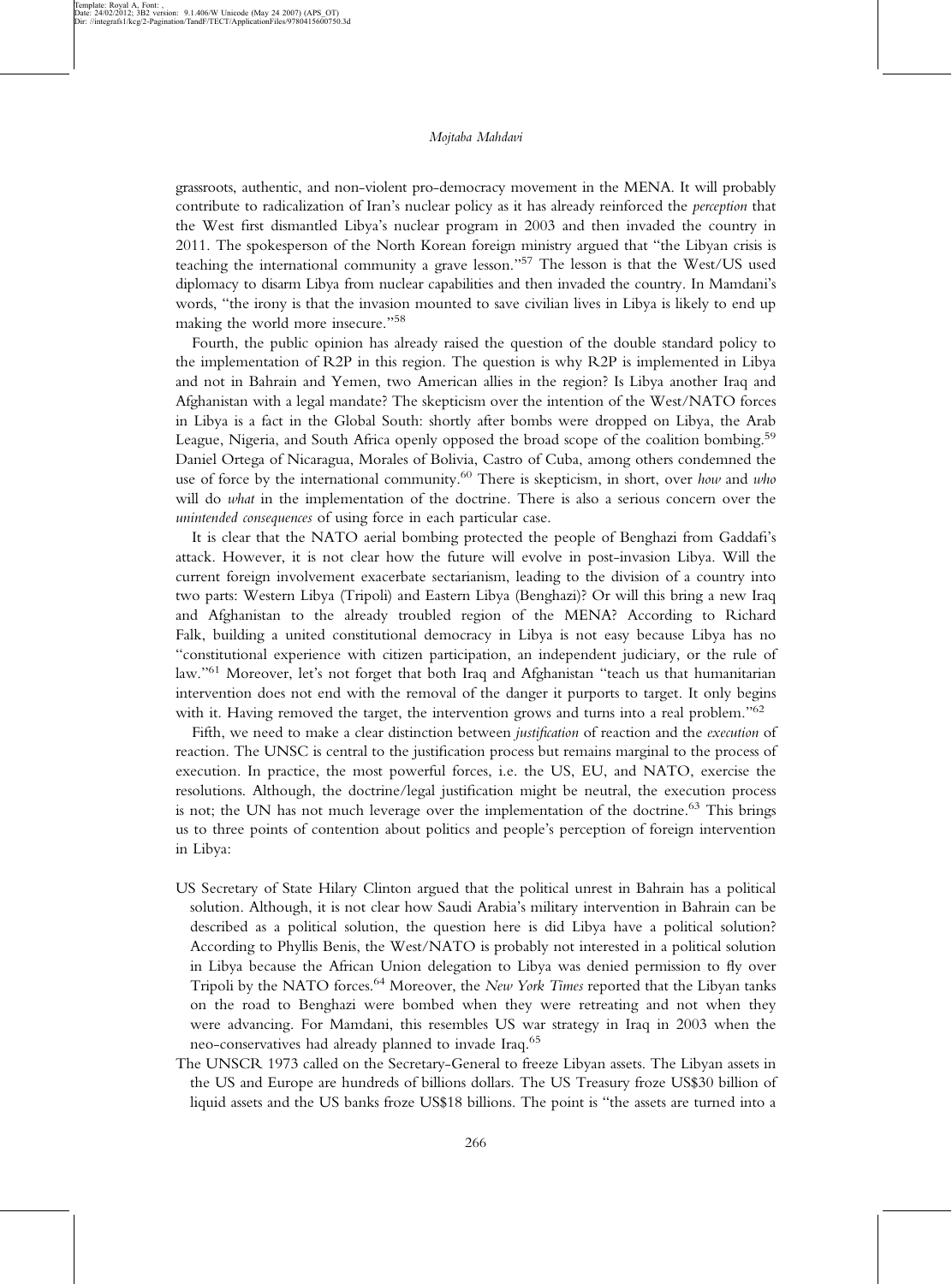grassroots, authentic, and non-violent pro-democracy movement in the MENA. It will probably contribute to radicalization of Iran's nuclear policy as it has already reinforced the *perception* that the West first dismantled Libya's nuclear program in 2003 and then invaded the country in 2011. The spokesperson of the North Korean foreign ministry argued that "the Libyan crisis is teaching the international community a grave lesson."[57] The lesson is that the West/US used diplomacy to disarm Libya from nuclear capabilities and then invaded the country. In Mamdani's words, "the irony is that the invasion mounted to save civilian lives in Libya is likely to end up making the world more insecure."[58]

Fourth, the public opinion has already raised the question of the double standard policy to the implementation of R2P in this region. The question is why R2P is implemented in Libya and not in Bahrain and Yemen, two American allies in the region? Is Libya another Iraq and Afghanistan with a legal mandate? The skepticism over the intention of the West/NATO forces in Libya is a fact in the Global South: shortly after bombs were dropped on Libya, the Arab League, Nigeria, and South Africa openly opposed the broad scope of the coalition bombing.[59] Daniel Ortega of Nicaragua, Morales of Bolivia, Castro of Cuba, among others condemned the use of force by the international community.[60] There is skepticism, in short, over *how* and *who* will do *what* in the implementation of the doctrine. There is also a serious concern over the *unintended consequences* of using force in each particular case.

It is clear that the NATO aerial bombing protected the people of Benghazi from Gaddafi's attack. However, it is not clear how the future will evolve in post-invasion Libya. Will the current foreign involvement exacerbate sectarianism, leading to the division of a country into two parts: Western Libya (Tripoli) and Eastern Libya (Benghazi)? Or will this bring a new Iraq and Afghanistan to the already troubled region of the MENA? According to Richard Falk, building a united constitutional democracy in Libya is not easy because Libya has no "constitutional experience with citizen participation, an independent judiciary, or the rule of law."[61] Moreover, let's not forget that both Iraq and Afghanistan "teach us that humanitarian intervention does not end with the removal of the danger it purports to target. It only begins with it. Having removed the target, the intervention grows and turns into a real problem."[62]

Fifth, we need to make a clear distinction between *justification* of reaction and the *execution* of reaction. The UNSC is central to the justification process but remains marginal to the process of execution. In practice, the most powerful forces, i.e. the US, EU, and NATO, exercise the resolutions. Although, the doctrine/legal justification might be neutral, the execution process is not; the UN has not much leverage over the implementation of the doctrine.[63] This brings us to three points of contention about politics and people's perception of foreign intervention in Libya:

- US Secretary of State Hilary Clinton argued that the political unrest in Bahrain has a political solution. Although, it is not clear how Saudi Arabia's military intervention in Bahrain can be described as a political solution, the question here is did Libya have a political solution? According to Phyllis Benis, the West/NATO is probably not interested in a political solution in Libya because the African Union delegation to Libya was denied permission to fly over Tripoli by the NATO forces.[64] Moreover, the *New York Times* reported that the Libyan tanks on the road to Benghazi were bombed when they were retreating and not when they were advancing. For Mamdani, this resembles US war strategy in Iraq in 2003 when the neo-conservatives had already planned to invade Iraq.[65]
- The UNSCR 1973 called on the Secretary-General to freeze Libyan assets. The Libyan assets in the US and Europe are hundreds of billions dollars. The US Treasury froze US$30 billion of liquid assets and the US banks froze US$18 billions. The point is "the assets are turned into a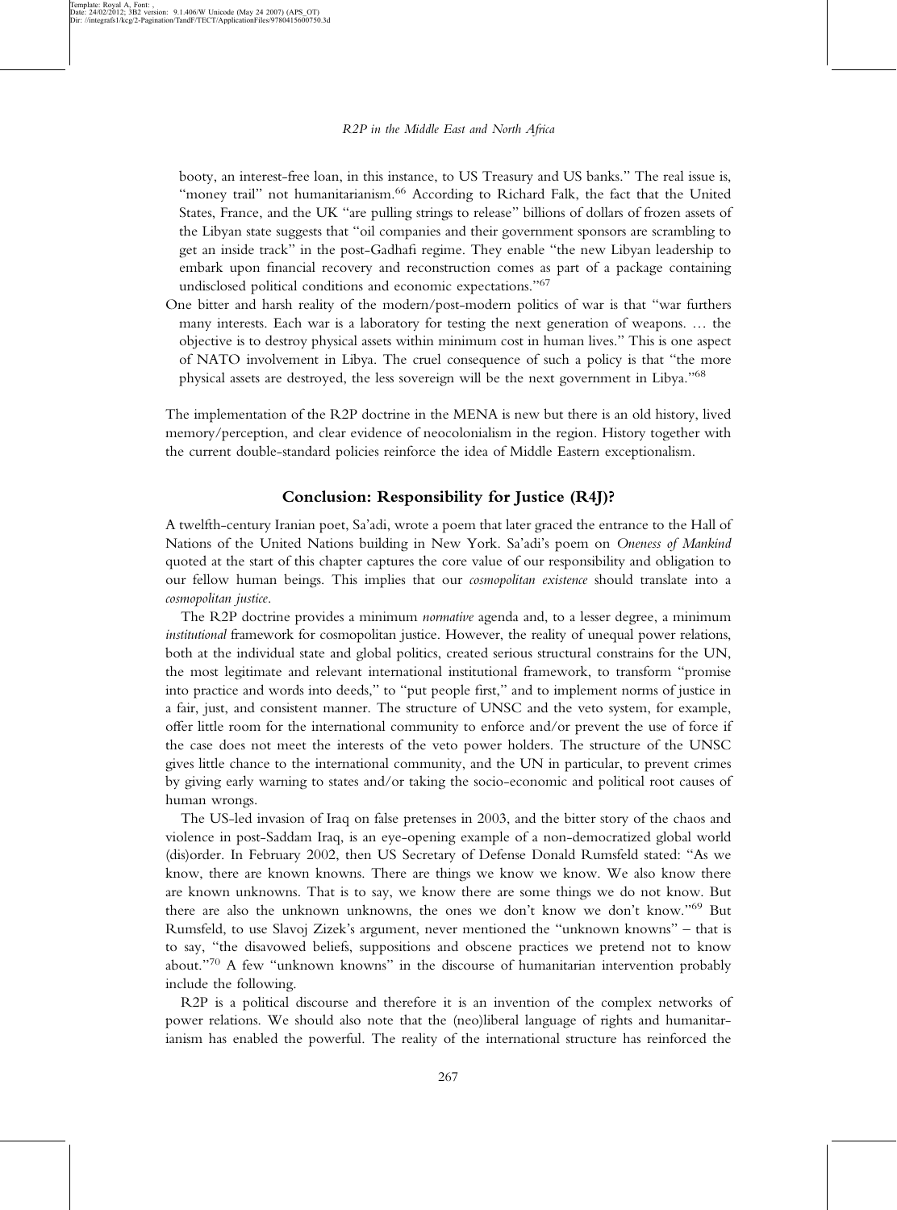booty, an interest-free loan, in this instance, to US Treasury and US banks." The real issue is, "money trail" not humanitarianism.[66] According to Richard Falk, the fact that the United States, France, and the UK "are pulling strings to release" billions of dollars of frozen assets of the Libyan state suggests that "oil companies and their government sponsors are scrambling to get an inside track" in the post-Gadhafi regime. They enable "the new Libyan leadership to embark upon financial recovery and reconstruction comes as part of a package containing undisclosed political conditions and economic expectations."[67]

One bitter and harsh reality of the modern/post-modern politics of war is that "war furthers many interests. Each war is a laboratory for testing the next generation of weapons. … the objective is to destroy physical assets within minimum cost in human lives." This is one aspect of NATO involvement in Libya. The cruel consequence of such a policy is that "the more physical assets are destroyed, the less sovereign will be the next government in Libya."[68]

The implementation of the R2P doctrine in the MENA is new but there is an old history, lived memory/perception, and clear evidence of neocolonialism in the region. History together with the current double-standard policies reinforce the idea of Middle Eastern exceptionalism.

## Conclusion: Responsibility for Justice (R4J)?

A twelfth-century Iranian poet, Sa'adi, wrote a poem that later graced the entrance to the Hall of Nations of the United Nations building in New York. Sa'adi's poem on *Oneness of Mankind* quoted at the start of this chapter captures the core value of our responsibility and obligation to our fellow human beings. This implies that our *cosmopolitan existence* should translate into a *cosmopolitan justice*.

The R2P doctrine provides a minimum *normative* agenda and, to a lesser degree, a minimum *institutional* framework for cosmopolitan justice. However, the reality of unequal power relations, both at the individual state and global politics, created serious structural constrains for the UN, the most legitimate and relevant international institutional framework, to transform "promise into practice and words into deeds," to "put people first," and to implement norms of justice in a fair, just, and consistent manner. The structure of UNSC and the veto system, for example, offer little room for the international community to enforce and/or prevent the use of force if the case does not meet the interests of the veto power holders. The structure of the UNSC gives little chance to the international community, and the UN in particular, to prevent crimes by giving early warning to states and/or taking the socio-economic and political root causes of human wrongs.

The US-led invasion of Iraq on false pretenses in 2003, and the bitter story of the chaos and violence in post-Saddam Iraq, is an eye-opening example of a non-democratized global world (dis)order. In February 2002, then US Secretary of Defense Donald Rumsfeld stated: "As we know, there are known knowns. There are things we know we know. We also know there are known unknowns. That is to say, we know there are some things we do not know. But there are also the unknown unknowns, the ones we don't know we don't know."[69] But Rumsfeld, to use Slavoj Zizek's argument, never mentioned the "unknown knowns" – that is to say, "the disavowed beliefs, suppositions and obscene practices we pretend not to know about."[70] A few "unknown knowns" in the discourse of humanitarian intervention probably include the following.

R2P is a political discourse and therefore it is an invention of the complex networks of power relations. We should also note that the (neo)liberal language of rights and humanitarianism has enabled the powerful. The reality of the international structure has reinforced the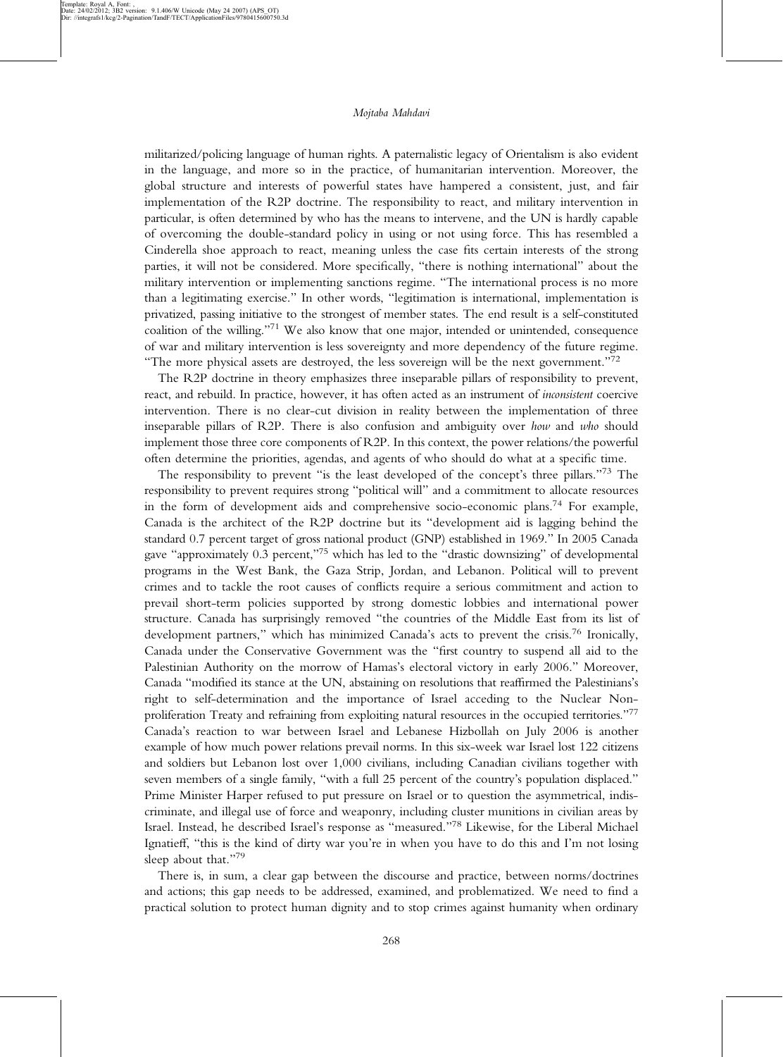militarized/policing language of human rights. A paternalistic legacy of Orientalism is also evident in the language, and more so in the practice, of humanitarian intervention. Moreover, the global structure and interests of powerful states have hampered a consistent, just, and fair implementation of the R2P doctrine. The responsibility to react, and military intervention in particular, is often determined by who has the means to intervene, and the UN is hardly capable of overcoming the double-standard policy in using or not using force. This has resembled a Cinderella shoe approach to react, meaning unless the case fits certain interests of the strong parties, it will not be considered. More specifically, "there is nothing international" about the military intervention or implementing sanctions regime. "The international process is no more than a legitimating exercise." In other words, "legitimation is international, implementation is privatized, passing initiative to the strongest of member states. The end result is a self-constituted coalition of the willing."[71] We also know that one major, intended or unintended, consequence of war and military intervention is less sovereignty and more dependency of the future regime. "The more physical assets are destroyed, the less sovereign will be the next government."[72]

The R2P doctrine in theory emphasizes three inseparable pillars of responsibility to prevent, react, and rebuild. In practice, however, it has often acted as an instrument of *inconsistent* coercive intervention. There is no clear-cut division in reality between the implementation of three inseparable pillars of R2P. There is also confusion and ambiguity over *how* and *who* should implement those three core components of R2P. In this context, the power relations/the powerful often determine the priorities, agendas, and agents of who should do what at a specific time.

The responsibility to prevent "is the least developed of the concept's three pillars."[73] The responsibility to prevent requires strong "political will" and a commitment to allocate resources in the form of development aids and comprehensive socio-economic plans.[74] For example, Canada is the architect of the R2P doctrine but its "development aid is lagging behind the standard 0.7 percent target of gross national product (GNP) established in 1969." In 2005 Canada gave "approximately 0.3 percent,"[75] which has led to the "drastic downsizing" of developmental programs in the West Bank, the Gaza Strip, Jordan, and Lebanon. Political will to prevent crimes and to tackle the root causes of conflicts require a serious commitment and action to prevail short-term policies supported by strong domestic lobbies and international power structure. Canada has surprisingly removed "the countries of the Middle East from its list of development partners," which has minimized Canada's acts to prevent the crisis.[76] Ironically, Canada under the Conservative Government was the "first country to suspend all aid to the Palestinian Authority on the morrow of Hamas's electoral victory in early 2006." Moreover, Canada "modified its stance at the UN, abstaining on resolutions that reaffirmed the Palestinians's right to self-determination and the importance of Israel acceding to the Nuclear Non-proliferation Treaty and refraining from exploiting natural resources in the occupied territories."[77] Canada's reaction to war between Israel and Lebanese Hizbollah on July 2006 is another example of how much power relations prevail norms. In this six-week war Israel lost 122 citizens and soldiers but Lebanon lost over 1,000 civilians, including Canadian civilians together with seven members of a single family, "with a full 25 percent of the country's population displaced." Prime Minister Harper refused to put pressure on Israel or to question the asymmetrical, indiscriminate, and illegal use of force and weaponry, including cluster munitions in civilian areas by Israel. Instead, he described Israel's response as "measured."[78] Likewise, for the Liberal Michael Ignatieff, "this is the kind of dirty war you're in when you have to do this and I'm not losing sleep about that."[79]

There is, in sum, a clear gap between the discourse and practice, between norms/doctrines and actions; this gap needs to be addressed, examined, and problematized. We need to find a practical solution to protect human dignity and to stop crimes against humanity when ordinary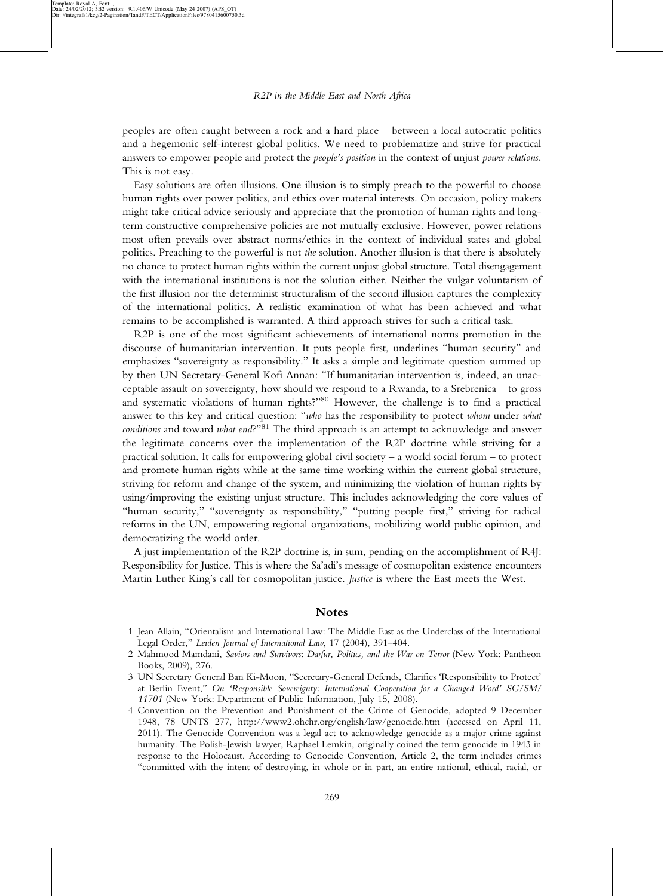peoples are often caught between a rock and a hard place – between a local autocratic politics and a hegemonic self-interest global politics. We need to problematize and strive for practical answers to empower people and protect the *people's position* in the context of unjust *power relations*. This is not easy.

Easy solutions are often illusions. One illusion is to simply preach to the powerful to choose human rights over power politics, and ethics over material interests. On occasion, policy makers might take critical advice seriously and appreciate that the promotion of human rights and long-term constructive comprehensive policies are not mutually exclusive. However, power relations most often prevails over abstract norms/ethics in the context of individual states and global politics. Preaching to the powerful is not *the* solution. Another illusion is that there is absolutely no chance to protect human rights within the current unjust global structure. Total disengagement with the international institutions is not the solution either. Neither the vulgar voluntarism of the first illusion nor the determinist structuralism of the second illusion captures the complexity of the international politics. A realistic examination of what has been achieved and what remains to be accomplished is warranted. A third approach strives for such a critical task.

R2P is one of the most significant achievements of international norms promotion in the discourse of humanitarian intervention. It puts people first, underlines "human security" and emphasizes "sovereignty as responsibility." It asks a simple and legitimate question summed up by then UN Secretary-General Kofi Annan: "If humanitarian intervention is, indeed, an unacceptable assault on sovereignty, how should we respond to a Rwanda, to a Srebrenica – to gross and systematic violations of human rights?"[80] However, the challenge is to find a practical answer to this key and critical question: "*who* has the responsibility to protect *whom* under *what conditions* and toward *what end*?"[81] The third approach is an attempt to acknowledge and answer the legitimate concerns over the implementation of the R2P doctrine while striving for a practical solution. It calls for empowering global civil society – a world social forum – to protect and promote human rights while at the same time working within the current global structure, striving for reform and change of the system, and minimizing the violation of human rights by using/improving the existing unjust structure. This includes acknowledging the core values of "human security," "sovereignty as responsibility," "putting people first," striving for radical reforms in the UN, empowering regional organizations, mobilizing world public opinion, and democratizing the world order.

A just implementation of the R2P doctrine is, in sum, pending on the accomplishment of R4J: Responsibility for Justice. This is where the Sa'adi's message of cosmopolitan existence encounters Martin Luther King's call for cosmopolitan justice. *Justice* is where the East meets the West.

## Notes

1 Jean Allain, "Orientalism and International Law: The Middle East as the Underclass of the International Legal Order," *Leiden Journal of International Law*, 17 (2004), 391–404.

2 Mahmood Mamdani, *Saviors and Survivors: Darfur, Politics, and the War on Terror* (New York: Pantheon Books, 2009), 276.

3 UN Secretary General Ban Ki-Moon, "Secretary-General Defends, Clarifies 'Responsibility to Protect' at Berlin Event," *On 'Responsible Sovereignty: International Cooperation for a Changed Word' SG/SM/11701* (New York: Department of Public Information, July 15, 2008).

4 Convention on the Prevention and Punishment of the Crime of Genocide, adopted 9 December 1948, 78 UNTS 277, http://www2.ohchr.org/english/law/genocide.htm (accessed on April 11, 2011). The Genocide Convention was a legal act to acknowledge genocide as a major crime against humanity. The Polish-Jewish lawyer, Raphael Lemkin, originally coined the term genocide in 1943 in response to the Holocaust. According to Genocide Convention, Article 2, the term includes crimes "committed with the intent of destroying, in whole or in part, an entire national, ethical, racial, or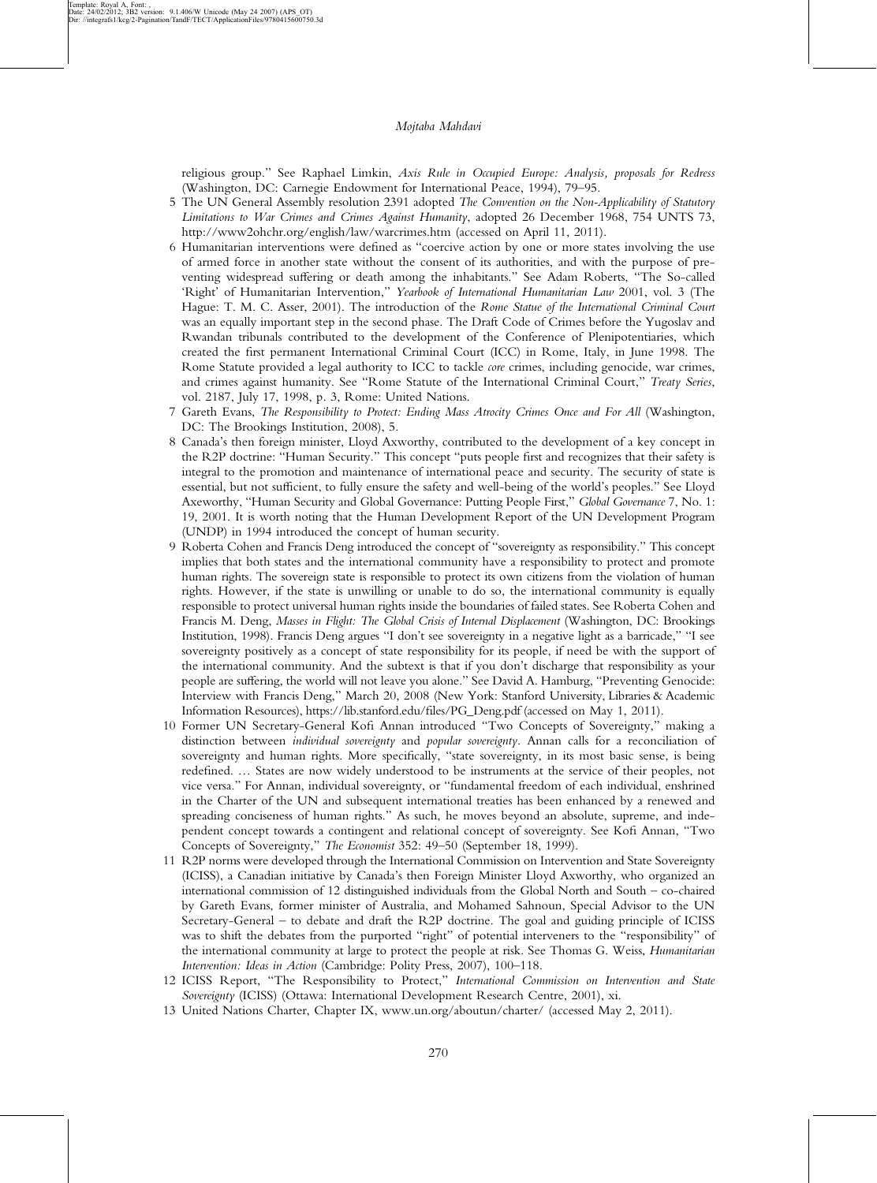religious group." See Raphael Limkin, *Axis Rule in Occupied Europe: Analysis, proposals for Redress* (Washington, DC: Carnegie Endowment for International Peace, 1994), 79–95.

5 The UN General Assembly resolution 2391 adopted *The Convention on the Non-Applicability of Statutory Limitations to War Crimes and Crimes Against Humanity*, adopted 26 December 1968, 754 UNTS 73, http://www2ohchr.org/english/law/warcrimes.htm (accessed on April 11, 2011).

6 Humanitarian interventions were defined as "coercive action by one or more states involving the use of armed force in another state without the consent of its authorities, and with the purpose of preventing widespread suffering or death among the inhabitants." See Adam Roberts, "The So-called 'Right' of Humanitarian Intervention," *Yearbook of International Humanitarian Law* 2001, vol. 3 (The Hague: T. M. C. Asser, 2001). The introduction of the *Rome Statue of the International Criminal Court* was an equally important step in the second phase. The Draft Code of Crimes before the Yugoslav and Rwandan tribunals contributed to the development of the Conference of Plenipotentiaries, which created the first permanent International Criminal Court (ICC) in Rome, Italy, in June 1998. The Rome Statute provided a legal authority to ICC to tackle *core* crimes, including genocide, war crimes, and crimes against humanity. See "Rome Statute of the International Criminal Court," *Treaty Series*, vol. 2187, July 17, 1998, p. 3, Rome: United Nations.

7 Gareth Evans, *The Responsibility to Protect: Ending Mass Atrocity Crimes Once and For All* (Washington, DC: The Brookings Institution, 2008), 5.

8 Canada's then foreign minister, Lloyd Axworthy, contributed to the development of a key concept in the R2P doctrine: "Human Security." This concept "puts people first and recognizes that their safety is integral to the promotion and maintenance of international peace and security. The security of state is essential, but not sufficient, to fully ensure the safety and well-being of the world's peoples." See Lloyd Axeworthy, "Human Security and Global Governance: Putting People First," *Global Governance* 7, No. 1: 19, 2001. It is worth noting that the Human Development Report of the UN Development Program (UNDP) in 1994 introduced the concept of human security.

9 Roberta Cohen and Francis Deng introduced the concept of "sovereignty as responsibility." This concept implies that both states and the international community have a responsibility to protect and promote human rights. The sovereign state is responsible to protect its own citizens from the violation of human rights. However, if the state is unwilling or unable to do so, the international community is equally responsible to protect universal human rights inside the boundaries of failed states. See Roberta Cohen and Francis M. Deng, *Masses in Flight: The Global Crisis of Internal Displacement* (Washington, DC: Brookings Institution, 1998). Francis Deng argues "I don't see sovereignty in a negative light as a barricade," "I see sovereignty positively as a concept of state responsibility for its people, if need be with the support of the international community. And the subtext is that if you don't discharge that responsibility as your people are suffering, the world will not leave you alone." See David A. Hamburg, "Preventing Genocide: Interview with Francis Deng," March 20, 2008 (New York: Stanford University, Libraries & Academic Information Resources), https://lib.stanford.edu/files/PG_Deng.pdf (accessed on May 1, 2011).

10 Former UN Secretary-General Kofi Annan introduced "Two Concepts of Sovereignty," making a distinction between *individual sovereignty* and *popular sovereignty*. Annan calls for a reconciliation of sovereignty and human rights. More specifically, "state sovereignty, in its most basic sense, is being redefined. … States are now widely understood to be instruments at the service of their peoples, not vice versa." For Annan, individual sovereignty, or "fundamental freedom of each individual, enshrined in the Charter of the UN and subsequent international treaties has been enhanced by a renewed and spreading conciseness of human rights." As such, he moves beyond an absolute, supreme, and independent concept towards a contingent and relational concept of sovereignty. See Kofi Annan, "Two Concepts of Sovereignty," *The Economist* 352: 49–50 (September 18, 1999).

11 R2P norms were developed through the International Commission on Intervention and State Sovereignty (ICISS), a Canadian initiative by Canada's then Foreign Minister Lloyd Axworthy, who organized an international commission of 12 distinguished individuals from the Global North and South – co-chaired by Gareth Evans, former minister of Australia, and Mohamed Sahnoun, Special Advisor to the UN Secretary-General – to debate and draft the R2P doctrine. The goal and guiding principle of ICISS was to shift the debates from the purported "right" of potential interveners to the "responsibility" of the international community at large to protect the people at risk. See Thomas G. Weiss, *Humanitarian Intervention: Ideas in Action* (Cambridge: Polity Press, 2007), 100–118.

12 ICISS Report, "The Responsibility to Protect," *International Commission on Intervention and State Sovereignty* (ICISS) (Ottawa: International Development Research Centre, 2001), xi.

13 United Nations Charter, Chapter IX, www.un.org/aboutun/charter/ (accessed May 2, 2011).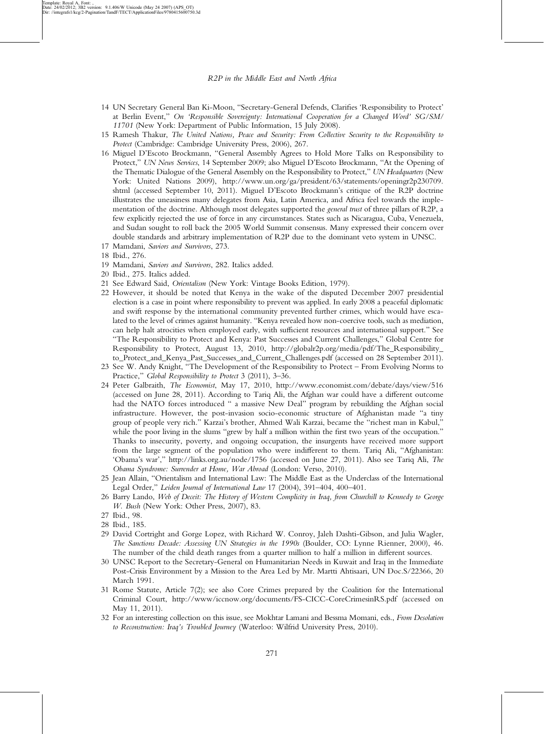14 UN Secretary General Ban Ki-Moon, "Secretary-General Defends, Clarifies 'Responsibility to Protect' at Berlin Event," *On 'Responsible Sovereignty: International Cooperation for a Changed Word' SG/SM/11701* (New York: Department of Public Information, 15 July 2008).

15 Ramesh Thakur, *The United Nations, Peace and Security: From Collective Security to the Responsibility to Protect* (Cambridge: Cambridge University Press, 2006), 267.

16 Miguel D'Escoto Brockmann, "General Assembly Agrees to Hold More Talks on Responsibility to Protect," *UN News Services*, 14 September 2009; also Miguel D'Escoto Brockmann, "At the Opening of the Thematic Dialogue of the General Assembly on the Responsibility to Protect," *UN Headquarters* (New York: United Nations 2009), http://www.un.org/ga/president/63/statements/openingr2p230709.shtml (accessed September 10, 2011). Miguel D'Escoto Brockmann's critique of the R2P doctrine illustrates the uneasiness many delegates from Asia, Latin America, and Africa feel towards the implementation of the doctrine. Although most delegates supported the *general trust* of three pillars of R2P, a few explicitly rejected the use of force in any circumstances. States such as Nicaragua, Cuba, Venezuela, and Sudan sought to roll back the 2005 World Summit consensus. Many expressed their concern over double standards and arbitrary implementation of R2P due to the dominant veto system in UNSC.

17 Mamdani, *Saviors and Survivors*, 273.

18 Ibid., 276.

19 Mamdani, *Saviors and Survivors*, 282. Italics added.

20 Ibid., 275. Italics added.

21 See Edward Said, *Orientalism* (New York: Vintage Books Edition, 1979).

22 However, it should be noted that Kenya in the wake of the disputed December 2007 presidential election is a case in point where responsibility to prevent was applied. In early 2008 a peaceful diplomatic and swift response by the international community prevented further crimes, which would have escalated to the level of crimes against humanity. "Kenya revealed how non-coercive tools, such as mediation, can help halt atrocities when employed early, with sufficient resources and international support." See "The Responsibility to Protect and Kenya: Past Successes and Current Challenges," Global Centre for Responsibility to Protect, August 13, 2010, http://globalr2p.org/media/pdf/The_Responsibility_to_Protect_and_Kenya_Past_Successes_and_Current_Challenges.pdf (accessed on 28 September 2011).

23 See W. Andy Knight, "The Development of the Responsibility to Protect – From Evolving Norms to Practice," *Global Responsibility to Protect* 3 (2011), 3–36.

24 Peter Galbraith, *The Economist*, May 17, 2010, http://www.economist.com/debate/days/view/516 (accessed on June 28, 2011). According to Tariq Ali, the Afghan war could have a different outcome had the NATO forces introduced " a massive New Deal" program by rebuilding the Afghan social infrastructure. However, the post-invasion socio-economic structure of Afghanistan made "a tiny group of people very rich." Karzai's brother, Ahmed Wali Karzai, became the "richest man in Kabul," while the poor living in the slums "grew by half a million within the first two years of the occupation." Thanks to insecurity, poverty, and ongoing occupation, the insurgents have received more support from the large segment of the population who were indifferent to them. Tariq Ali, "Afghanistan: 'Obama's war'," http://links.org.au/node/1756 (accessed on June 27, 2011). Also see Tariq Ali, *The Obama Syndrome: Surrender at Home, War Abroad* (London: Verso, 2010).

25 Jean Allain, "Orientalism and International Law: The Middle East as the Underclass of the International Legal Order," *Leiden Journal of International Law* 17 (2004), 391–404, 400–401.

26 Barry Lando, *Web of Deceit: The History of Western Complicity in Iraq, from Churchill to Kennedy to George W. Bush* (New York: Other Press, 2007), 83.

27 Ibid., 98.

28 Ibid., 185.

29 David Cortright and Gorge Lopez, with Richard W. Conroy, Jaleh Dashti-Gibson, and Julia Wagler, *The Sanctions Decade: Assessing UN Strategies in the 1990s* (Boulder, CO: Lynne Rienner, 2000), 46. The number of the child death ranges from a quarter million to half a million in different sources.

30 UNSC Report to the Secretary-General on Humanitarian Needs in Kuwait and Iraq in the Immediate Post-Crisis Environment by a Mission to the Area Led by Mr. Martti Ahtisaari, UN Doc.S/22366, 20 March 1991.

31 Rome Statute, Article 7(2); see also Core Crimes prepared by the Coalition for the International Criminal Court, http://www/iccnow.org/documents/FS-CICC-CoreCrimesinRS.pdf (accessed on May 11, 2011).

32 For an interesting collection on this issue, see Mokhtar Lamani and Bessma Momani, eds., *From Desolation to Reconstruction: Iraq's Troubled Journey* (Waterloo: Wilfrid University Press, 2010).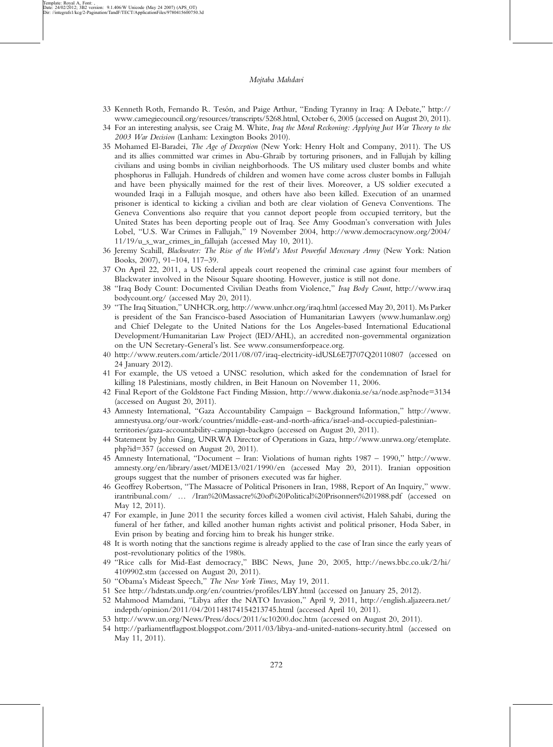33 Kenneth Roth, Fernando R. Tesón, and Paige Arthur, "Ending Tyranny in Iraq: A Debate," http://www.carnegiecouncil.org/resources/transcripts/5268.html, October 6, 2005 (accessed on August 20, 2011).

34 For an interesting analysis, see Craig M. White, *Iraq the Moral Reckoning: Applying Just War Theory to the 2003 War Decision* (Lanham: Lexington Books 2010).

35 Mohamed El-Baradei, *The Age of Deception* (New York: Henry Holt and Company, 2011). The US and its allies committed war crimes in Abu-Ghraib by torturing prisoners, and in Fallujah by killing civilians and using bombs in civilian neighborhoods. The US military used cluster bombs and white phosphorus in Fallujah. Hundreds of children and women have come across cluster bombs in Fallujah and have been physically maimed for the rest of their lives. Moreover, a US soldier executed a wounded Iraqi in a Fallujah mosque, and others have also been killed. Execution of an unarmed prisoner is identical to kicking a civilian and both are clear violation of Geneva Conventions. The Geneva Conventions also require that you cannot deport people from occupied territory, but the United States has been deporting people out of Iraq. See Amy Goodman's conversation with Jules Lobel, "U.S. War Crimes in Fallujah," 19 November 2004, http://www.democracynow.org/2004/11/19/u_s_war_crimes_in_fallujah (accessed May 10, 2011).

36 Jeremy Scahill, *Blackwater: The Rise of the World's Most Powerful Mercenary Army* (New York: Nation Books, 2007), 91–104, 117–39.

37 On April 22, 2011, a US federal appeals court reopened the criminal case against four members of Blackwater involved in the Nisour Square shooting. However, justice is still not done.

38 "Iraq Body Count: Documented Civilian Deaths from Violence," *Iraq Body Count*, http://www.iraqbodycount.org/ (accessed May 20, 2011).

39 "The Iraq Situation," UNHCR.org, http://www.unhcr.org/iraq.html (accessed May 20, 2011). Ms Parker is president of the San Francisco-based Association of Humanitarian Lawyers (www.humanlaw.org) and Chief Delegate to the United Nations for the Los Angeles-based International Educational Development/Humanitarian Law Project (IED/AHL), an accredited non-governmental organization on the UN Secretary-General's list. See www.consumersforpeace.org.

40 http://www.reuters.com/article/2011/08/07/iraq-electricity-idUSL6E7J707Q20110807 (accessed on 24 January 2012).

41 For example, the US vetoed a UNSC resolution, which asked for the condemnation of Israel for killing 18 Palestinians, mostly children, in Beit Hanoun on November 11, 2006.

42 Final Report of the Goldstone Fact Finding Mission, http://www.diakonia.se/sa/node.asp?node=3134 (accessed on August 20, 2011).

43 Amnesty International, "Gaza Accountability Campaign – Background Information," http://www.amnestyusa.org/our-work/countries/middle-east-and-north-africa/israel-and-occupied-palestinian-territories/gaza-accountability-campaign-backgro (accessed on August 20, 2011).

44 Statement by John Ging, UNRWA Director of Operations in Gaza, http://www.unrwa.org/etemplate.php?id=357 (accessed on August 20, 2011).

45 Amnesty International, "Document – Iran: Violations of human rights 1987 – 1990," http://www.amnesty.org/en/library/asset/MDE13/021/1990/en (accessed May 20, 2011). Iranian opposition groups suggest that the number of prisoners executed was far higher.

46 Geoffrey Robertson, "The Massacre of Political Prisoners in Iran, 1988, Report of An Inquiry," www.irantribunal.com/ … /Iran%20Massacre%20of%20Political%20Prisonners%201988.pdf (accessed on May 12, 2011).

47 For example, in June 2011 the security forces killed a women civil activist, Haleh Sahabi, during the funeral of her father, and killed another human rights activist and political prisoner, Hoda Saber, in Evin prison by beating and forcing him to break his hunger strike.

48 It is worth noting that the sanctions regime is already applied to the case of Iran since the early years of post-revolutionary politics of the 1980s.

49 "Rice calls for Mid-East democracy," BBC News, June 20, 2005, http://news.bbc.co.uk/2/hi/4109902.stm (accessed on August 20, 2011).

50 "Obama's Mideast Speech," *The New York Times*, May 19, 2011.

51 See http://hdrstats.undp.org/en/countries/profiles/LBY.html (accessed on January 25, 2012).

52 Mahmood Mamdani, "Libya after the NATO Invasion," April 9, 2011, http://english.aljazeera.net/indepth/opinion/2011/04/201148174154213745.html (accessed April 10, 2011).

53 http://www.un.org/News/Press/docs/2011/sc10200.doc.htm (accessed on August 20, 2011).

54 http://parliamentflagpost.blogspot.com/2011/03/libya-and-united-nations-security.html (accessed on May 11, 2011).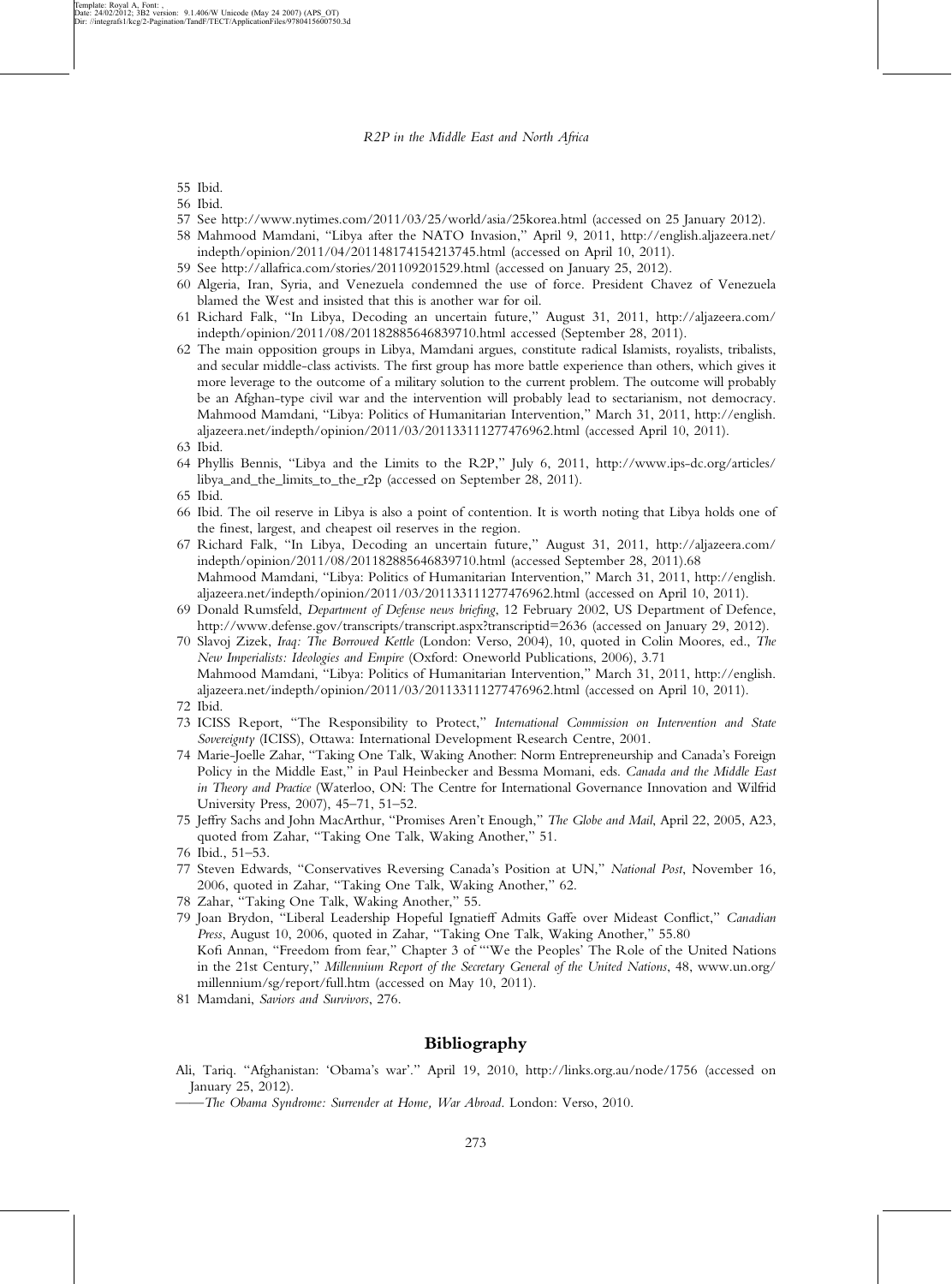55 Ibid.

56 Ibid.

57 See http://www.nytimes.com/2011/03/25/world/asia/25korea.html (accessed on 25 January 2012).

58 Mahmood Mamdani, "Libya after the NATO Invasion," April 9, 2011, http://english.aljazeera.net/indepth/opinion/2011/04/201148174154213745.html (accessed on April 10, 2011).

59 See http://allafrica.com/stories/201109201529.html (accessed on January 25, 2012).

60 Algeria, Iran, Syria, and Venezuela condemned the use of force. President Chavez of Venezuela blamed the West and insisted that this is another war for oil.

61 Richard Falk, "In Libya, Decoding an uncertain future," August 31, 2011, http://aljazeera.com/indepth/opinion/2011/08/201182885646839710.html accessed (September 28, 2011).

62 The main opposition groups in Libya, Mamdani argues, constitute radical Islamists, royalists, tribalists, and secular middle-class activists. The first group has more battle experience than others, which gives it more leverage to the outcome of a military solution to the current problem. The outcome will probably be an Afghan-type civil war and the intervention will probably lead to sectarianism, not democracy. Mahmood Mamdani, "Libya: Politics of Humanitarian Intervention," March 31, 2011, http://english.aljazeera.net/indepth/opinion/2011/03/201133111277476962.html (accessed April 10, 2011).

63 Ibid.

64 Phyllis Bennis, "Libya and the Limits to the R2P," July 6, 2011, http://www.ips-dc.org/articles/libya_and_the_limits_to_the_r2p (accessed on September 28, 2011).

65 Ibid.

66 Ibid. The oil reserve in Libya is also a point of contention. It is worth noting that Libya holds one of the finest, largest, and cheapest oil reserves in the region.

67 Richard Falk, "In Libya, Decoding an uncertain future," August 31, 2011, http://aljazeera.com/indepth/opinion/2011/08/201182885646839710.html (accessed September 28, 2011).68 Mahmood Mamdani, "Libya: Politics of Humanitarian Intervention," March 31, 2011, http://english.aljazeera.net/indepth/opinion/2011/03/201133111277476962.html (accessed on April 10, 2011).

69 Donald Rumsfeld, *Department of Defense news briefing*, 12 February 2002, US Department of Defence, http://www.defense.gov/transcripts/transcript.aspx?transcriptid=2636 (accessed on January 29, 2012).

70 Slavoj Zizek, *Iraq: The Borrowed Kettle* (London: Verso, 2004), 10, quoted in Colin Moores, ed., *The New Imperialists: Ideologies and Empire* (Oxford: Oneworld Publications, 2006), 3.71 Mahmood Mamdani, "Libya: Politics of Humanitarian Intervention," March 31, 2011, http://english.aljazeera.net/indepth/opinion/2011/03/201133111277476962.html (accessed on April 10, 2011).

72 Ibid.

73 ICISS Report, "The Responsibility to Protect," *International Commission on Intervention and State Sovereignty* (ICISS), Ottawa: International Development Research Centre, 2001.

74 Marie-Joelle Zahar, "Taking One Talk, Waking Another: Norm Entrepreneurship and Canada's Foreign Policy in the Middle East," in Paul Heinbecker and Bessma Momani, eds. *Canada and the Middle East in Theory and Practice* (Waterloo, ON: The Centre for International Governance Innovation and Wilfrid University Press, 2007), 45–71, 51–52.

75 Jeffry Sachs and John MacArthur, "Promises Aren't Enough," *The Globe and Mail*, April 22, 2005, A23, quoted from Zahar, "Taking One Talk, Waking Another," 51.

76 Ibid., 51–53.

77 Steven Edwards, "Conservatives Reversing Canada's Position at UN," *National Post*, November 16, 2006, quoted in Zahar, "Taking One Talk, Waking Another," 62.

78 Zahar, "Taking One Talk, Waking Another," 55.

79 Joan Brydon, "Liberal Leadership Hopeful Ignatieff Admits Gaffe over Mideast Conflict," *Canadian Press*, August 10, 2006, quoted in Zahar, "Taking One Talk, Waking Another," 55.80 Kofi Annan, "Freedom from fear," Chapter 3 of "'We the Peoples' The Role of the United Nations in the 21st Century," *Millennium Report of the Secretary General of the United Nations*, 48, www.un.org/millennium/sg/report/full.htm (accessed on May 10, 2011).

81 Mamdani, *Saviors and Survivors*, 276.

## Bibliography

Ali, Tariq. "Afghanistan: 'Obama's war'." April 19, 2010, http://links.org.au/node/1756 (accessed on January 25, 2012).

——*The Obama Syndrome: Surrender at Home, War Abroad*. London: Verso, 2010.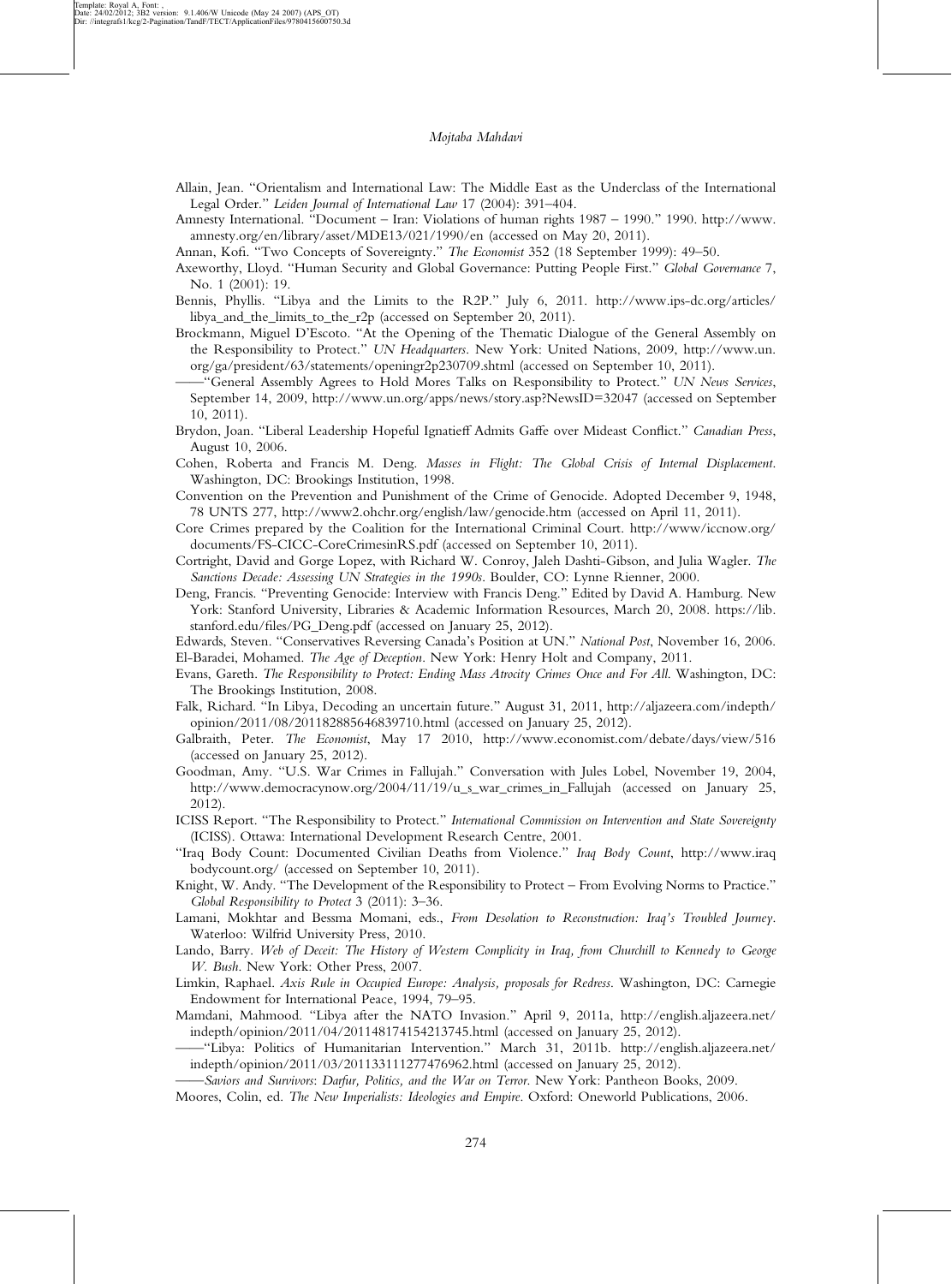Allain, Jean. "Orientalism and International Law: The Middle East as the Underclass of the International Legal Order." *Leiden Journal of International Law* 17 (2004): 391–404.

Amnesty International. "Document – Iran: Violations of human rights 1987 – 1990." 1990. http://www.amnesty.org/en/library/asset/MDE13/021/1990/en (accessed on May 20, 2011).

Annan, Kofi. "Two Concepts of Sovereignty." *The Economist* 352 (18 September 1999): 49–50.

Axeworthy, Lloyd. "Human Security and Global Governance: Putting People First." *Global Governance* 7, No. 1 (2001): 19.

Bennis, Phyllis. "Libya and the Limits to the R2P." July 6, 2011. http://www.ips-dc.org/articles/libya_and_the_limits_to_the_r2p (accessed on September 20, 2011).

Brockmann, Miguel D'Escoto. "At the Opening of the Thematic Dialogue of the General Assembly on the Responsibility to Protect." *UN Headquarters*. New York: United Nations, 2009, http://www.un.org/ga/president/63/statements/openingr2p230709.shtml (accessed on September 10, 2011).

——"General Assembly Agrees to Hold Mores Talks on Responsibility to Protect." *UN News Services*, September 14, 2009, http://www.un.org/apps/news/story.asp?NewsID=32047 (accessed on September 10, 2011).

Brydon, Joan. "Liberal Leadership Hopeful Ignatieff Admits Gaffe over Mideast Conflict." *Canadian Press*, August 10, 2006.

Cohen, Roberta and Francis M. Deng. *Masses in Flight: The Global Crisis of Internal Displacement*. Washington, DC: Brookings Institution, 1998.

Convention on the Prevention and Punishment of the Crime of Genocide. Adopted December 9, 1948, 78 UNTS 277, http://www2.ohchr.org/english/law/genocide.htm (accessed on April 11, 2011).

Core Crimes prepared by the Coalition for the International Criminal Court. http://www/iccnow.org/documents/FS-CICC-CoreCrimesinRS.pdf (accessed on September 10, 2011).

Cortright, David and Gorge Lopez, with Richard W. Conroy, Jaleh Dashti-Gibson, and Julia Wagler. *The Sanctions Decade: Assessing UN Strategies in the 1990s*. Boulder, CO: Lynne Rienner, 2000.

Deng, Francis. "Preventing Genocide: Interview with Francis Deng." Edited by David A. Hamburg. New York: Stanford University, Libraries & Academic Information Resources, March 20, 2008. https://lib.stanford.edu/files/PG_Deng.pdf (accessed on January 25, 2012).

Edwards, Steven. "Conservatives Reversing Canada's Position at UN." *National Post*, November 16, 2006.

El-Baradei, Mohamed. *The Age of Deception*. New York: Henry Holt and Company, 2011.

Evans, Gareth. *The Responsibility to Protect: Ending Mass Atrocity Crimes Once and For All*. Washington, DC: The Brookings Institution, 2008.

Falk, Richard. "In Libya, Decoding an uncertain future." August 31, 2011, http://aljazeera.com/indepth/opinion/2011/08/201182885646839710.html (accessed on January 25, 2012).

Galbraith, Peter. *The Economist*, May 17 2010, http://www.economist.com/debate/days/view/516 (accessed on January 25, 2012).

Goodman, Amy. "U.S. War Crimes in Fallujah." Conversation with Jules Lobel, November 19, 2004, http://www.democracynow.org/2004/11/19/u_s_war_crimes_in_Fallujah (accessed on January 25, 2012).

ICISS Report. "The Responsibility to Protect." *International Commission on Intervention and State Sovereignty* (ICISS). Ottawa: International Development Research Centre, 2001.

"Iraq Body Count: Documented Civilian Deaths from Violence." *Iraq Body Count*, http://www.iraqbodycount.org/ (accessed on September 10, 2011).

Knight, W. Andy. "The Development of the Responsibility to Protect – From Evolving Norms to Practice." *Global Responsibility to Protect* 3 (2011): 3–36.

Lamani, Mokhtar and Bessma Momani, eds., *From Desolation to Reconstruction: Iraq's Troubled Journey*. Waterloo: Wilfrid University Press, 2010.

Lando, Barry. *Web of Deceit: The History of Western Complicity in Iraq, from Churchill to Kennedy to George W. Bush*. New York: Other Press, 2007.

Limkin, Raphael. *Axis Rule in Occupied Europe: Analysis, proposals for Redress*. Washington, DC: Carnegie Endowment for International Peace, 1994, 79–95.

Mamdani, Mahmood. "Libya after the NATO Invasion." April 9, 2011a, http://english.aljazeera.net/indepth/opinion/2011/04/201148174154213745.html (accessed on January 25, 2012).

——"Libya: Politics of Humanitarian Intervention." March 31, 2011b. http://english.aljazeera.net/indepth/opinion/2011/03/201133111277476962.html (accessed on January 25, 2012).

——*Saviors and Survivors: Darfur, Politics, and the War on Terror*. New York: Pantheon Books, 2009.

Moores, Colin, ed. *The New Imperialists: Ideologies and Empire*. Oxford: Oneworld Publications, 2006.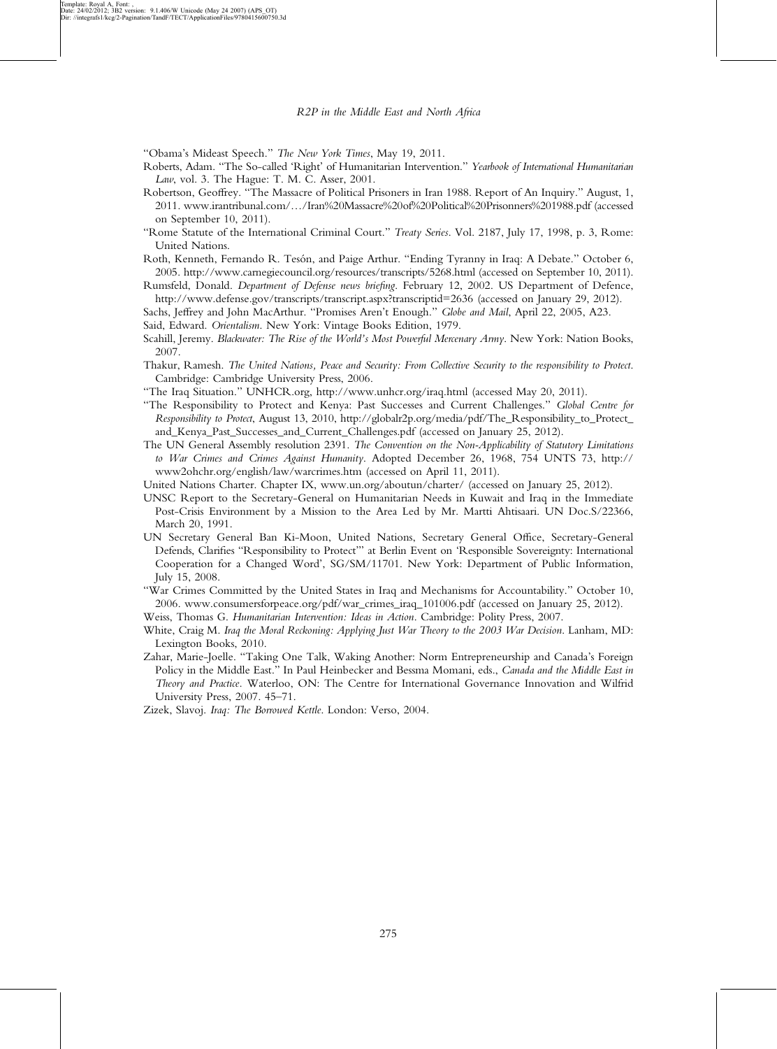"Obama's Mideast Speech." *The New York Times*, May 19, 2011.

Roberts, Adam. "The So-called 'Right' of Humanitarian Intervention." *Yearbook of International Humanitarian Law*, vol. 3. The Hague: T. M. C. Asser, 2001.

Robertson, Geoffrey. "The Massacre of Political Prisoners in Iran 1988. Report of An Inquiry." August, 1, 2011. www.irantribunal.com/…/Iran%20Massacre%20of%20Political%20Prisonners%201988.pdf (accessed on September 10, 2011).

"Rome Statute of the International Criminal Court." *Treaty Series*. Vol. 2187, July 17, 1998, p. 3, Rome: United Nations.

Roth, Kenneth, Fernando R. Tesón, and Paige Arthur. "Ending Tyranny in Iraq: A Debate." October 6, 2005. http://www.carnegiecouncil.org/resources/transcripts/5268.html (accessed on September 10, 2011).

Rumsfeld, Donald. *Department of Defense news briefing*. February 12, 2002. US Department of Defence, http://www.defense.gov/transcripts/transcript.aspx?transcriptid=2636 (accessed on January 29, 2012).

Sachs, Jeffrey and John MacArthur. "Promises Aren't Enough." *Globe and Mail*, April 22, 2005, A23.

Said, Edward. *Orientalism*. New York: Vintage Books Edition, 1979.

Scahill, Jeremy. *Blackwater: The Rise of the World's Most Powerful Mercenary Army*. New York: Nation Books, 2007.

Thakur, Ramesh. *The United Nations, Peace and Security: From Collective Security to the responsibility to Protect*. Cambridge: Cambridge University Press, 2006.

"The Iraq Situation." UNHCR.org, http://www.unhcr.org/iraq.html (accessed May 20, 2011).

"The Responsibility to Protect and Kenya: Past Successes and Current Challenges." *Global Centre for Responsibility to Protect*, August 13, 2010, http://globalr2p.org/media/pdf/The_Responsibility_to_Protect_and_Kenya_Past_Successes_and_Current_Challenges.pdf (accessed on January 25, 2012).

The UN General Assembly resolution 2391. *The Convention on the Non-Applicability of Statutory Limitations to War Crimes and Crimes Against Humanity*. Adopted December 26, 1968, 754 UNTS 73, http://www2ohchr.org/english/law/warcrimes.htm (accessed on April 11, 2011).

United Nations Charter. Chapter IX, www.un.org/aboutun/charter/ (accessed on January 25, 2012).

UNSC Report to the Secretary-General on Humanitarian Needs in Kuwait and Iraq in the Immediate Post-Crisis Environment by a Mission to the Area Led by Mr. Martti Ahtisaari. UN Doc.S/22366, March 20, 1991.

UN Secretary General Ban Ki-Moon, United Nations, Secretary General Office, Secretary-General Defends, Clarifies "Responsibility to Protect"' at Berlin Event on 'Responsible Sovereignty: International Cooperation for a Changed Word', SG/SM/11701. New York: Department of Public Information, July 15, 2008.

"War Crimes Committed by the United States in Iraq and Mechanisms for Accountability." October 10, 2006. www.consumersforpeace.org/pdf/war_crimes_iraq_101006.pdf (accessed on January 25, 2012).

Weiss, Thomas G. *Humanitarian Intervention: Ideas in Action*. Cambridge: Polity Press, 2007.

White, Craig M. *Iraq the Moral Reckoning: Applying Just War Theory to the 2003 War Decision*. Lanham, MD: Lexington Books, 2010.

Zahar, Marie-Joelle. "Taking One Talk, Waking Another: Norm Entrepreneurship and Canada's Foreign Policy in the Middle East." In Paul Heinbecker and Bessma Momani, eds., *Canada and the Middle East in Theory and Practice*. Waterloo, ON: The Centre for International Governance Innovation and Wilfrid University Press, 2007. 45–71.

Zizek, Slavoj. *Iraq: The Borrowed Kettle*. London: Verso, 2004.